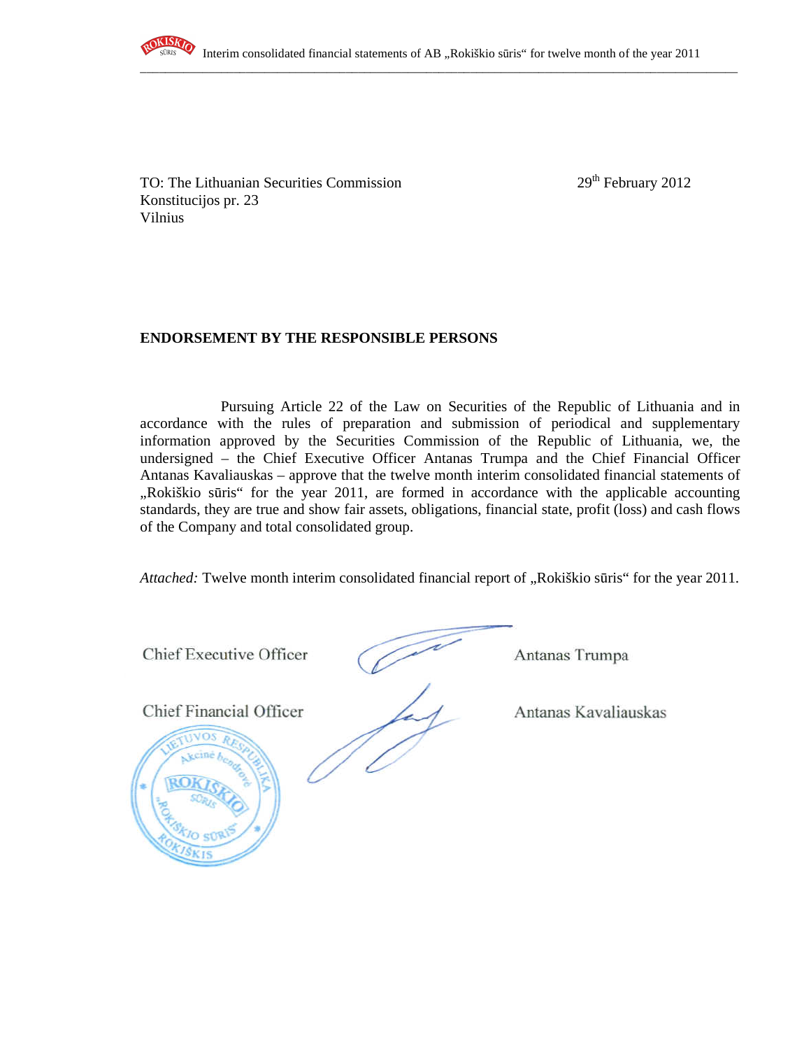TO: The Lithuanian Securities Commission
Konstitucijos pr. 23
Vilnius

29th February 2012

**ENDORSEMENT BY THE RESPONSIBLE PERSONS**

Pursuing Article 22 of the Law on Securities of the Republic of Lithuania and in accordance with the rules of preparation and submission of periodical and supplementary information approved by the Securities Commission of the Republic of Lithuania, we, the undersigned – the Chief Executive Officer Antanas Trumpa and the Chief Financial Officer Antanas Kavaliauskas – approve that the twelve month interim consolidated financial statements of „Rokiškio sūris“ for the year 2011, are formed in accordance with the applicable accounting standards, they are true and show fair assets, obligations, financial state, profit (loss) and cash flows of the Company and total consolidated group.

*Attached:* Twelve month interim consolidated financial report of „Rokiškio sūris“ for the year 2011.

Chief Executive Officer Antanas Trumpa

Chief Financial Officer Antanas Kavaliauskas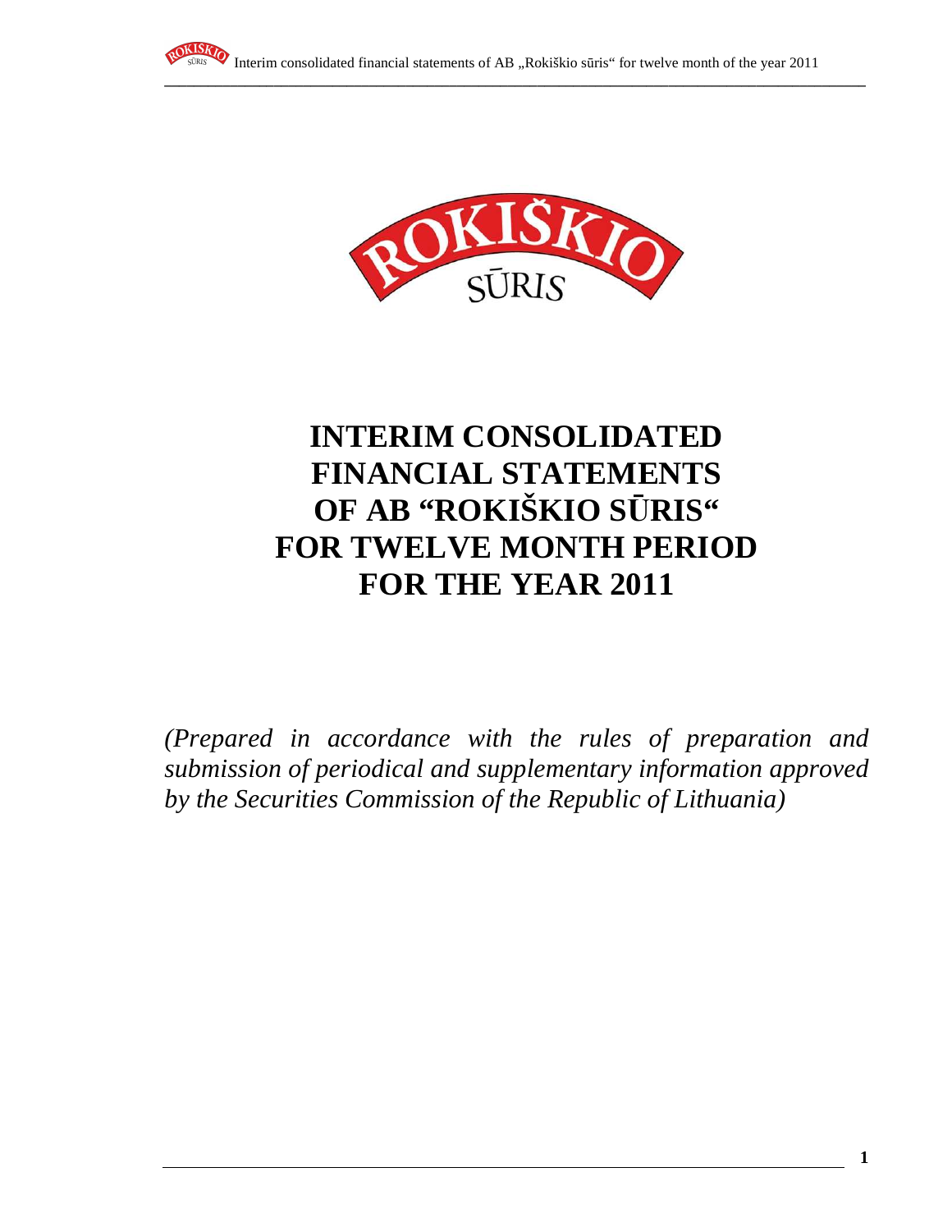# INTERIM CONSOLIDATED FINANCIAL STATEMENTS OF AB "ROKIŠKIO SŪRIS" FOR TWELVE MONTH PERIOD FOR THE YEAR 2011

*(Prepared in accordance with the rules of preparation and submission of periodical and supplementary information approved by the Securities Commission of the Republic of Lithuania)*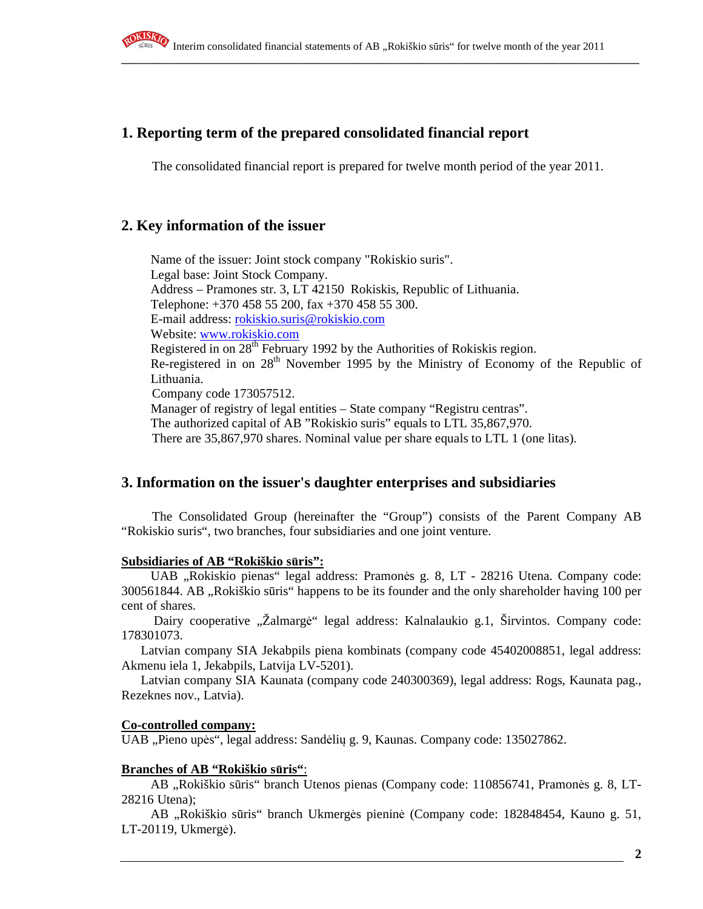## 1. Reporting term of the prepared consolidated financial report

The consolidated financial report is prepared for twelve month period of the year 2011.

## 2. Key information of the issuer

Name of the issuer: Joint stock company "Rokiskio suris".
Legal base: Joint Stock Company.
Address – Pramones str. 3, LT 42150 Rokiskis, Republic of Lithuania.
Telephone: +370 458 55 200, fax +370 458 55 300.
E-mail address: rokiskio.suris@rokiskio.com
Website: www.rokiskio.com
Registered in on 28th February 1992 by the Authorities of Rokiskis region.
Re-registered in on 28th November 1995 by the Ministry of Economy of the Republic of Lithuania.
Company code 173057512.
Manager of registry of legal entities – State company "Registru centras".
The authorized capital of AB "Rokiskio suris" equals to LTL 35,867,970.
There are 35,867,970 shares. Nominal value per share equals to LTL 1 (one litas).

## 3. Information on the issuer's daughter enterprises and subsidiaries

The Consolidated Group (hereinafter the "Group") consists of the Parent Company AB "Rokiskio suris", two branches, four subsidiaries and one joint venture.

**Subsidiaries of AB "Rokiškio sūris":**

UAB „Rokiskio pienas" legal address: Pramonės g. 8, LT - 28216 Utena. Company code: 300561844. AB „Rokiškio sūris" happens to be its founder and the only shareholder having 100 per cent of shares.

Dairy cooperative „Žalmargė" legal address: Kalnalaukio g.1, Širvintos. Company code: 178301073.

Latvian company SIA Jekabpils piena kombinats (company code 45402008851, legal address: Akmenu iela 1, Jekabpils, Latvija LV-5201).

Latvian company SIA Kaunata (company code 240300369), legal address: Rogs, Kaunata pag., Rezeknes nov., Latvia).

**Co-controlled company:**

UAB „Pieno upės", legal address: Sandėlių g. 9, Kaunas. Company code: 135027862.

**Branches of AB "Rokiškio sūris"**:

AB „Rokiškio sūris" branch Utenos pienas (Company code: 110856741, Pramonės g. 8, LT-28216 Utena);

AB „Rokiškio sūris" branch Ukmergės pieninė (Company code: 182848454, Kauno g. 51, LT-20119, Ukmergė).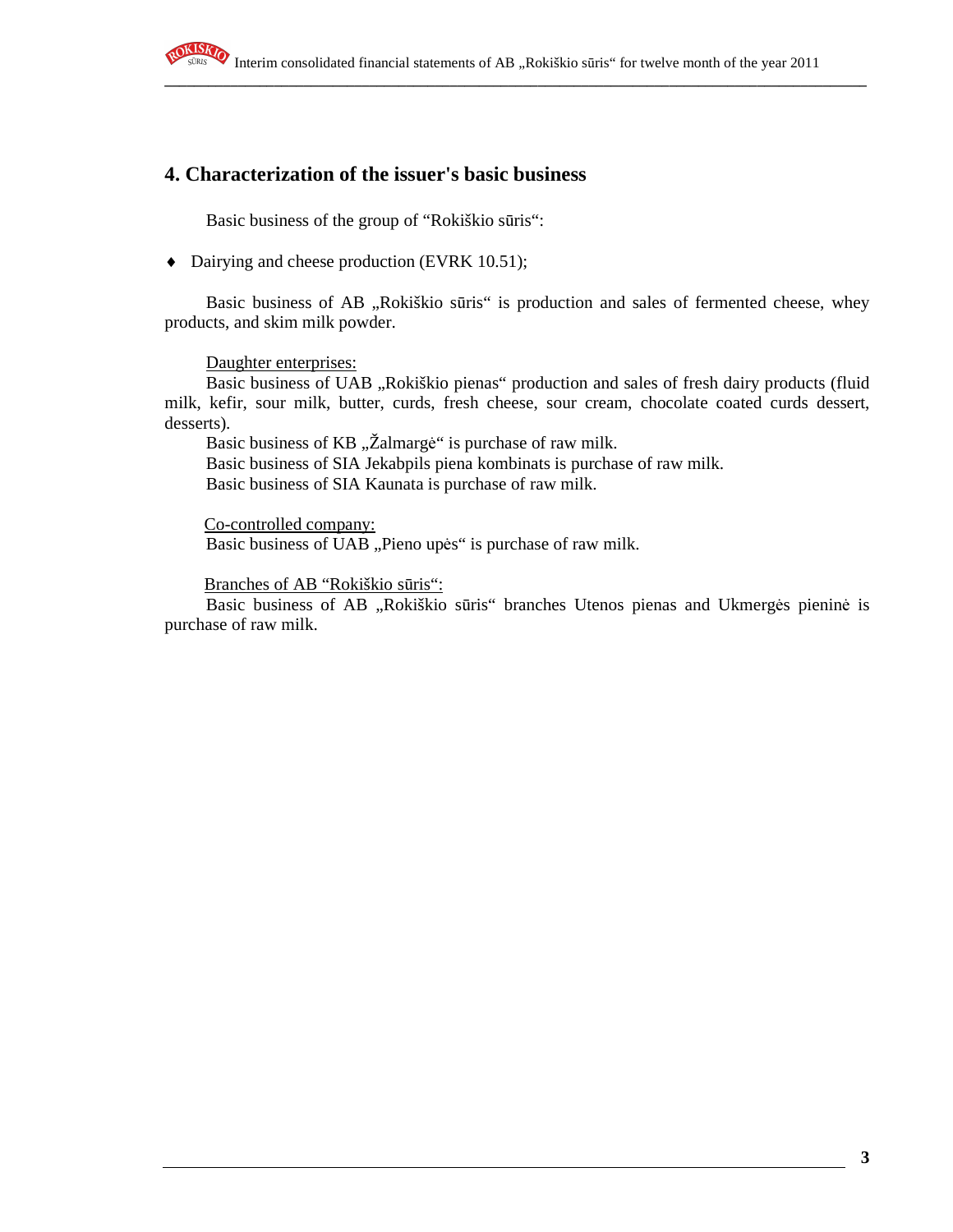## 4. Characterization of the issuer's basic business

Basic business of the group of "Rokiškio sūris":

- Dairying and cheese production (EVRK 10.51);

Basic business of AB „Rokiškio sūris" is production and sales of fermented cheese, whey products, and skim milk powder.

Daughter enterprises:

Basic business of UAB „Rokiškio pienas" production and sales of fresh dairy products (fluid milk, kefir, sour milk, butter, curds, fresh cheese, sour cream, chocolate coated curds dessert, desserts).

Basic business of KB „Žalmargė" is purchase of raw milk.

Basic business of SIA Jekabpils piena kombinats is purchase of raw milk.

Basic business of SIA Kaunata is purchase of raw milk.

Co-controlled company:

Basic business of UAB „Pieno upės" is purchase of raw milk.

Branches of AB "Rokiškio sūris":

Basic business of AB „Rokiškio sūris" branches Utenos pienas and Ukmergės pieninė is purchase of raw milk.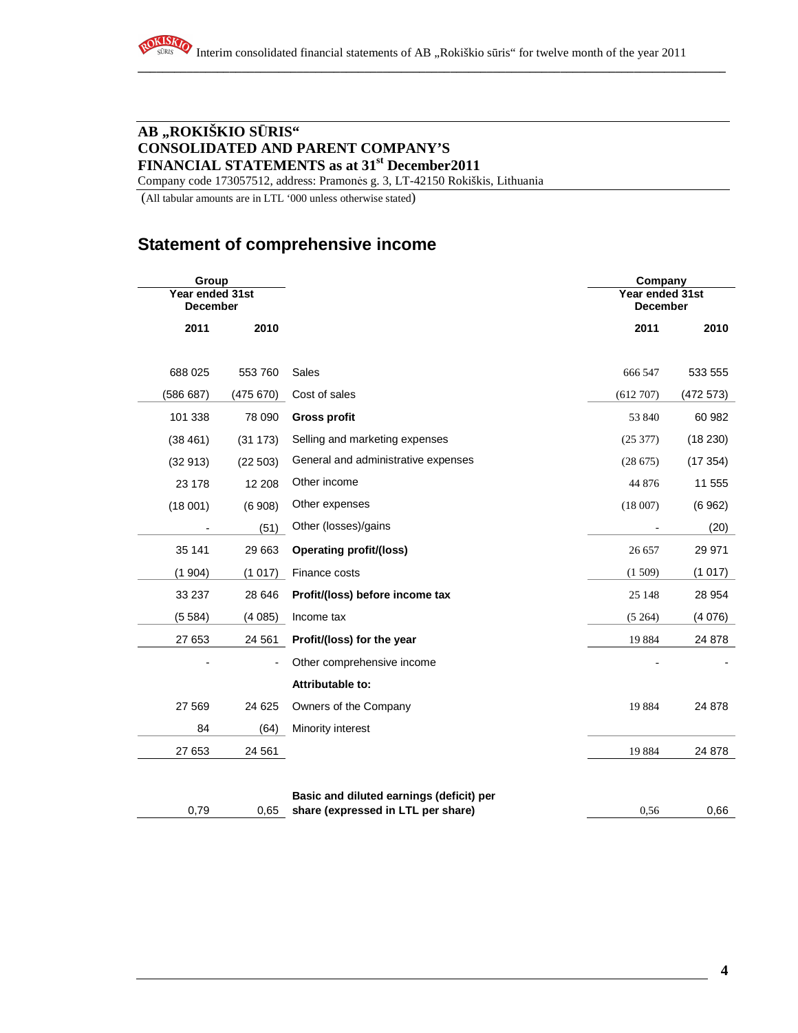**AB „ROKIŠKIO SŪRIS“**
**CONSOLIDATED AND PARENT COMPANY'S**
**FINANCIAL STATEMENTS as at 31st December2011**

Company code 173057512, address: Pramonės g. 3, LT-42150 Rokiškis, Lithuania

(All tabular amounts are in LTL '000 unless otherwise stated)

## Statement of comprehensive income

| Group | | | Company | |
|---|---|---|---|---|
| Year ended 31st December | | | Year ended 31st December | |
| 2011 | 2010 | | 2011 | 2010 |
| 688 025 | 553 760 | Sales | 666 547 | 533 555 |
| (586 687) | (475 670) | Cost of sales | (612 707) | (472 573) |
| 101 338 | 78 090 | **Gross profit** | 53 840 | 60 982 |
| (38 461) | (31 173) | Selling and marketing expenses | (25 377) | (18 230) |
| (32 913) | (22 503) | General and administrative expenses | (28 675) | (17 354) |
| 23 178 | 12 208 | Other income | 44 876 | 11 555 |
| (18 001) | (6 908) | Other expenses | (18 007) | (6 962) |
| - | (51) | Other (losses)/gains | - | (20) |
| 35 141 | 29 663 | **Operating profit/(loss)** | 26 657 | 29 971 |
| (1 904) | (1 017) | Finance costs | (1 509) | (1 017) |
| 33 237 | 28 646 | **Profit/(loss) before income tax** | 25 148 | 28 954 |
| (5 584) | (4 085) | Income tax | (5 264) | (4 076) |
| 27 653 | 24 561 | **Profit/(loss) for the year** | 19 884 | 24 878 |
| - | - | Other comprehensive income | - | - |
| | | **Attributable to:** | | |
| 27 569 | 24 625 | Owners of the Company | 19 884 | 24 878 |
| 84 | (64) | Minority interest | | |
| 27 653 | 24 561 | | 19 884 | 24 878 |
| 0,79 | 0,65 | **Basic and diluted earnings (deficit) per share (expressed in LTL per share)** | 0,56 | 0,66 |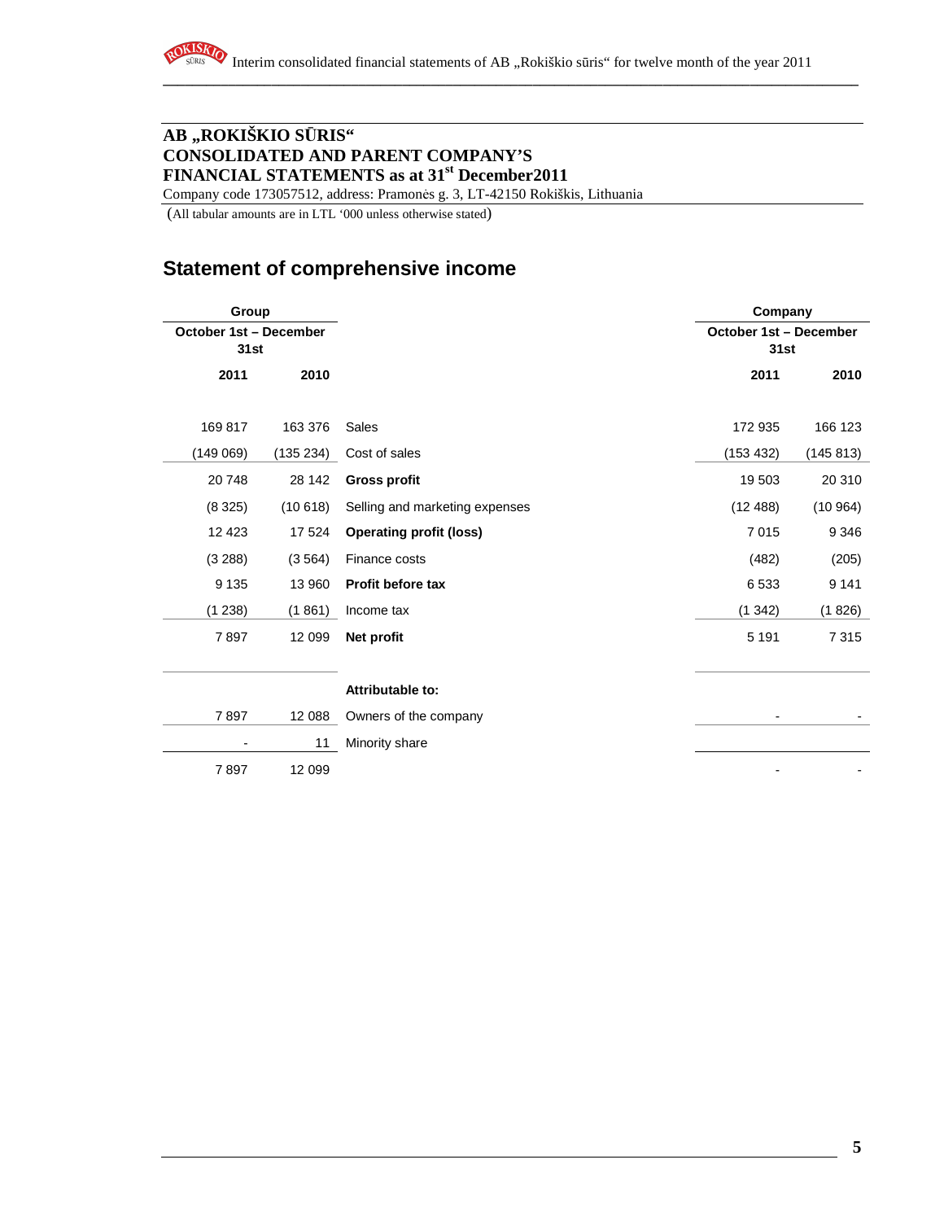**AB „ROKIŠKIO SŪRIS“**
**CONSOLIDATED AND PARENT COMPANY'S**
**FINANCIAL STATEMENTS as at 31st December2011**
Company code 173057512, address: Pramonės g. 3, LT-42150 Rokiškis, Lithuania
(All tabular amounts are in LTL '000 unless otherwise stated)

## Statement of comprehensive income

| Group | | | Company | |
|---|---|---|---|---|
| October 1st – December 31st | | | October 1st – December 31st | |
| 2011 | 2010 | | 2011 | 2010 |
| 169 817 | 163 376 | Sales | 172 935 | 166 123 |
| (149 069) | (135 234) | Cost of sales | (153 432) | (145 813) |
| 20 748 | 28 142 | **Gross profit** | 19 503 | 20 310 |
| (8 325) | (10 618) | Selling and marketing expenses | (12 488) | (10 964) |
| 12 423 | 17 524 | **Operating profit (loss)** | 7 015 | 9 346 |
| (3 288) | (3 564) | Finance costs | (482) | (205) |
| 9 135 | 13 960 | **Profit before tax** | 6 533 | 9 141 |
| (1 238) | (1 861) | Income tax | (1 342) | (1 826) |
| 7 897 | 12 099 | **Net profit** | 5 191 | 7 315 |
| | | **Attributable to:** | | |
| 7 897 | 12 088 | Owners of the company | - | - |
| - | 11 | Minority share | | |
| 7 897 | 12 099 | | - | - |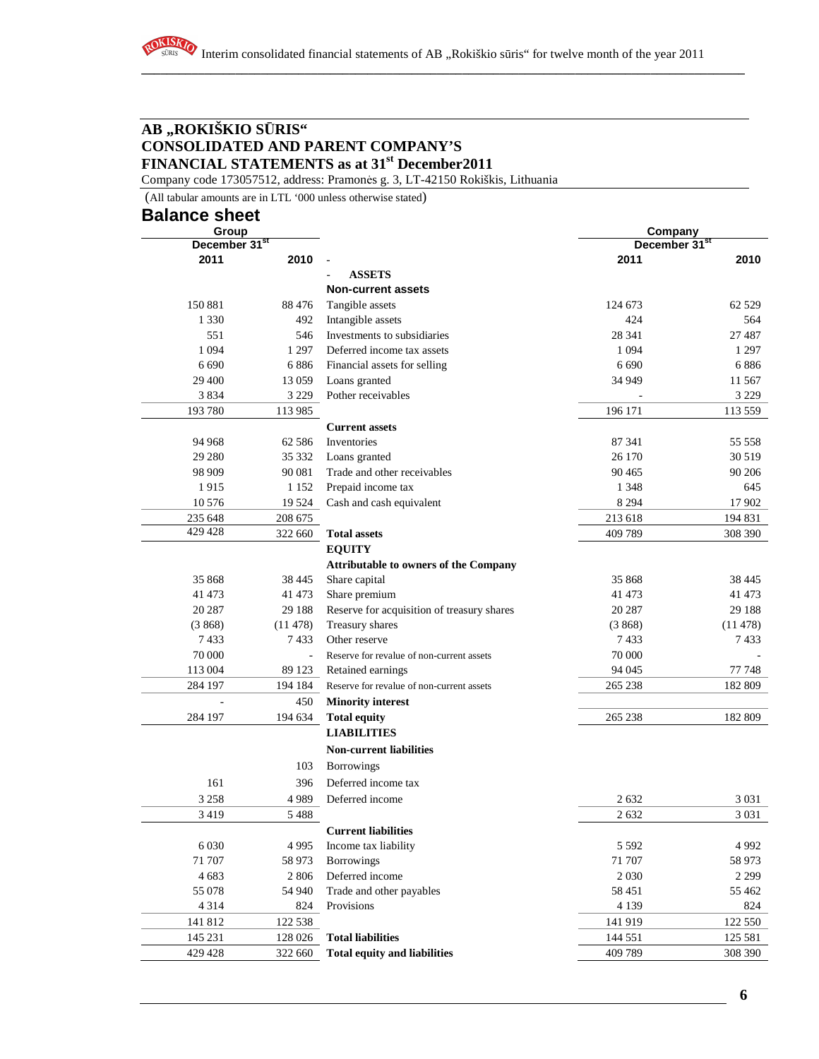## AB „ROKIŠKIO SŪRIS“ CONSOLIDATED AND PARENT COMPANY'S FINANCIAL STATEMENTS as at 31st December2011

Company code 173057512, address: Pramonės g. 3, LT-42150 Rokiškis, Lithuania

(All tabular amounts are in LTL '000 unless otherwise stated)

# Balance sheet

| Group | | | Company | |
|---|---|---|---|---|
| December 31st | | | December 31st | |
| 2011 | 2010 | - | 2011 | 2010 |
| | | - **ASSETS** | | |
| | | **Non-current assets** | | |
| 150 881 | 88 476 | Tangible assets | 124 673 | 62 529 |
| 1 330 | 492 | Intangible assets | 424 | 564 |
| 551 | 546 | Investments to subsidiaries | 28 341 | 27 487 |
| 1 094 | 1 297 | Deferred income tax assets | 1 094 | 1 297 |
| 6 690 | 6 886 | Financial assets for selling | 6 690 | 6 886 |
| 29 400 | 13 059 | Loans granted | 34 949 | 11 567 |
| 3 834 | 3 229 | Pother receivables | - | 3 229 |
| 193 780 | 113 985 | | 196 171 | 113 559 |
| | | **Current assets** | | |
| 94 968 | 62 586 | Inventories | 87 341 | 55 558 |
| 29 280 | 35 332 | Loans granted | 26 170 | 30 519 |
| 98 909 | 90 081 | Trade and other receivables | 90 465 | 90 206 |
| 1 915 | 1 152 | Prepaid income tax | 1 348 | 645 |
| 10 576 | 19 524 | Cash and cash equivalent | 8 294 | 17 902 |
| 235 648 | 208 675 | | 213 618 | 194 831 |
| 429 428 | 322 660 | **Total assets** | 409 789 | 308 390 |
| | | **EQUITY** | | |
| | | **Attributable to owners of the Company** | | |
| 35 868 | 38 445 | Share capital | 35 868 | 38 445 |
| 41 473 | 41 473 | Share premium | 41 473 | 41 473 |
| 20 287 | 29 188 | Reserve for acquisition of treasury shares | 20 287 | 29 188 |
| (3 868) | (11 478) | Treasury shares | (3 868) | (11 478) |
| 7 433 | 7 433 | Other reserve | 7 433 | 7 433 |
| 70 000 | - | Reserve for revalue of non-current assets | 70 000 | - |
| 113 004 | 89 123 | Retained earnings | 94 045 | 77 748 |
| 284 197 | 194 184 | Reserve for revalue of non-current assets | 265 238 | 182 809 |
| - | 450 | **Minority interest** | | |
| 284 197 | 194 634 | **Total equity** | 265 238 | 182 809 |
| | | **LIABILITIES** | | |
| | | **Non-current liabilities** | | |
| | 103 | Borrowings | | |
| 161 | 396 | Deferred income tax | | |
| 3 258 | 4 989 | Deferred income | 2 632 | 3 031 |
| 3 419 | 5 488 | | 2 632 | 3 031 |
| | | **Current liabilities** | | |
| 6 030 | 4 995 | Income tax liability | 5 592 | 4 992 |
| 71 707 | 58 973 | Borrowings | 71 707 | 58 973 |
| 4 683 | 2 806 | Deferred income | 2 030 | 2 299 |
| 55 078 | 54 940 | Trade and other payables | 58 451 | 55 462 |
| 4 314 | 824 | Provisions | 4 139 | 824 |
| 141 812 | 122 538 | | 141 919 | 122 550 |
| 145 231 | 128 026 | **Total liabilities** | 144 551 | 125 581 |
| 429 428 | 322 660 | **Total equity and liabilities** | 409 789 | 308 390 |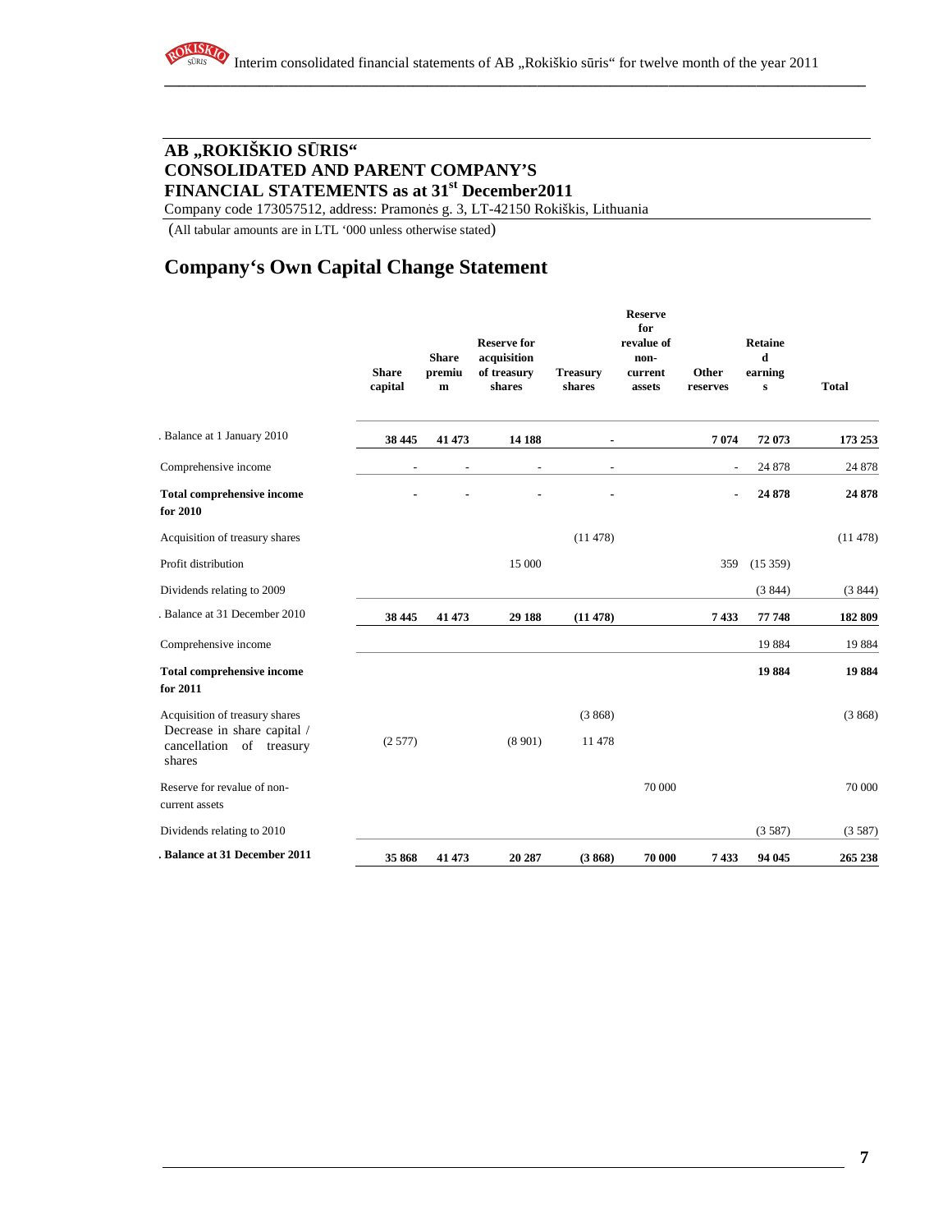## AB „ROKIŠKIO SŪRIS“
## CONSOLIDATED AND PARENT COMPANY'S
## FINANCIAL STATEMENTS as at 31st December2011

Company code 173057512, address: Pramonės g. 3, LT-42150 Rokiškis, Lithuania

(All tabular amounts are in LTL '000 unless otherwise stated)

# Company's Own Capital Change Statement

| | Share capital | Share premium | Reserve for acquisition of treasury shares | Treasury shares | Reserve for revalue of non-current assets | Other reserves | Retained earnings | Total |
|---|---|---|---|---|---|---|---|---|
| . Balance at 1 January 2010 | **38 445** | **41 473** | **14 188** | **-** | | **7 074** | **72 073** | **173 253** |
| Comprehensive income | - | - | - | - | | - | 24 878 | 24 878 |
| **Total comprehensive income for 2010** | **-** | **-** | **-** | **-** | | **-** | **24 878** | **24 878** |
| Acquisition of treasury shares | | | | (11 478) | | | | (11 478) |
| Profit distribution | | | 15 000 | | | 359 | (15 359) | |
| Dividends relating to 2009 | | | | | | | (3 844) | (3 844) |
| . Balance at 31 December 2010 | **38 445** | **41 473** | **29 188** | **(11 478)** | | **7 433** | **77 748** | **182 809** |
| Comprehensive income | | | | | | | 19 884 | 19 884 |
| **Total comprehensive income for 2011** | | | | | | | **19 884** | **19 884** |
| Acquisition of treasury shares | | | | (3 868) | | | | (3 868) |
| Decrease in share capital / cancellation of treasury shares | (2 577) | | (8 901) | 11 478 | | | | |
| Reserve for revalue of non-current assets | | | | | 70 000 | | | 70 000 |
| Dividends relating to 2010 | | | | | | | (3 587) | (3 587) |
| **. Balance at 31 December 2011** | **35 868** | **41 473** | **20 287** | **(3 868)** | **70 000** | **7 433** | **94 045** | **265 238** |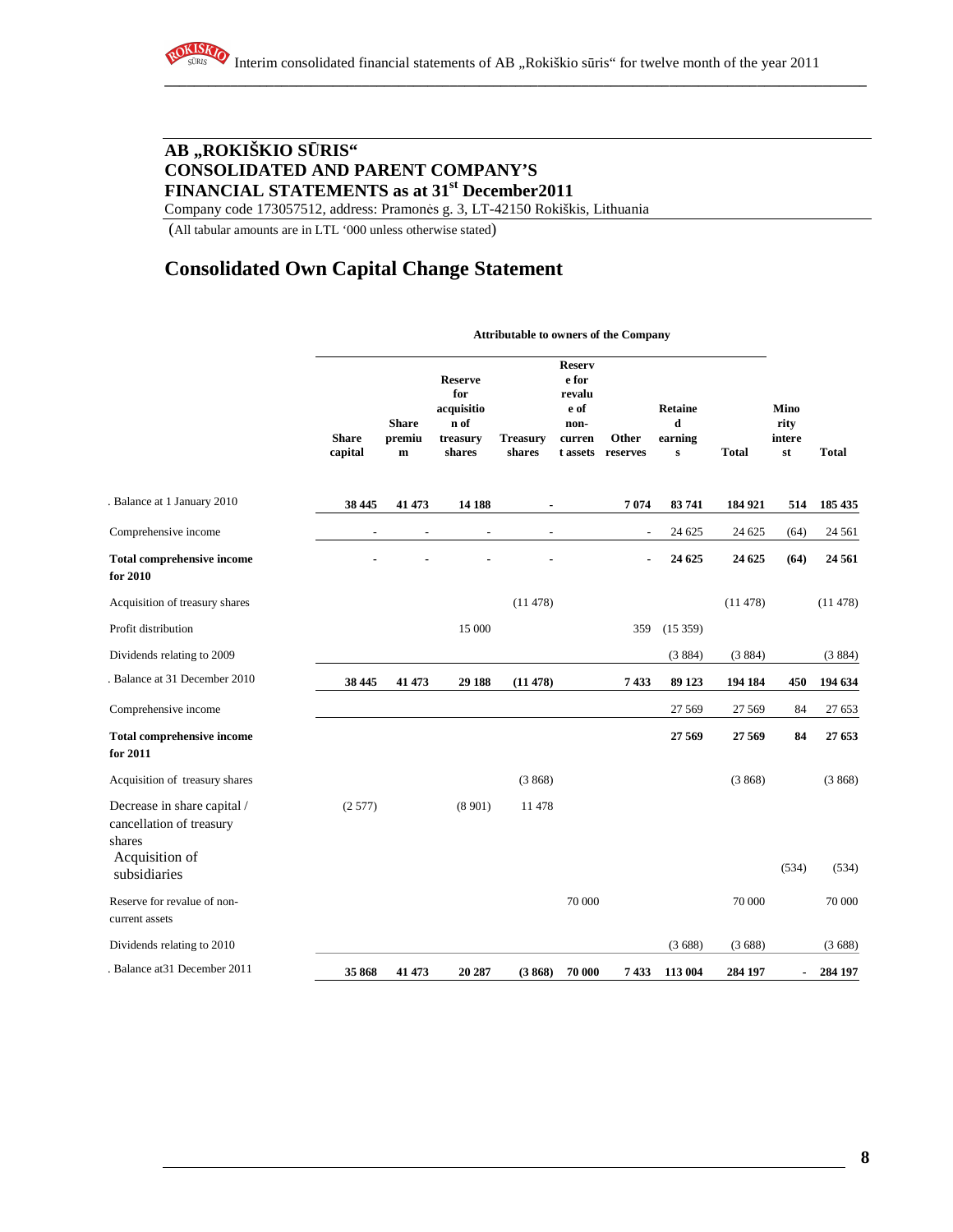## AB „ROKIŠKIO SŪRIS“
## CONSOLIDATED AND PARENT COMPANY'S
## FINANCIAL STATEMENTS as at 31st December2011

Company code 173057512, address: Pramonės g. 3, LT-42150 Rokiškis, Lithuania

(All tabular amounts are in LTL '000 unless otherwise stated)

# Consolidated Own Capital Change Statement

| | Attributable to owners of the Company | | | | | | | | | |
|---|---|---|---|---|---|---|---|---|---|---|
| | Share capital | Share premium | Reserve for acquisition of treasury shares | Treasury shares | Reserve for revalue of non-current assets | Other reserves | Retained earnings | Total | Minority interest | Total |
| . Balance at 1 January 2010 | **38 445** | **41 473** | **14 188** | **-** | | **7 074** | **83 741** | **184 921** | **514** | **185 435** |
| Comprehensive income | - | - | - | - | | - | 24 625 | 24 625 | (64) | 24 561 |
| **Total comprehensive income for 2010** | **-** | **-** | **-** | **-** | | **-** | **24 625** | **24 625** | **(64)** | **24 561** |
| Acquisition of treasury shares | | | | (11 478) | | | | (11 478) | | (11 478) |
| Profit distribution | | | 15 000 | | | 359 | (15 359) | | | |
| Dividends relating to 2009 | | | | | | | (3 884) | (3 884) | | (3 884) |
| . Balance at 31 December 2010 | **38 445** | **41 473** | **29 188** | **(11 478)** | | **7 433** | **89 123** | **194 184** | **450** | **194 634** |
| Comprehensive income | | | | | | | 27 569 | 27 569 | 84 | 27 653 |
| **Total comprehensive income for 2011** | | | | | | | **27 569** | **27 569** | **84** | **27 653** |
| Acquisition of treasury shares | | | | (3 868) | | | | (3 868) | | (3 868) |
| Decrease in share capital / cancellation of treasury shares | (2 577) | | (8 901) | 11 478 | | | | | | |
| Acquisition of subsidiaries | | | | | | | | | (534) | (534) |
| Reserve for revalue of non-current assets | | | | | 70 000 | | | 70 000 | | 70 000 |
| Dividends relating to 2010 | | | | | | | (3 688) | (3 688) | | (3 688) |
| . Balance at31 December 2011 | **35 868** | **41 473** | **20 287** | **(3 868)** | **70 000** | **7 433** | **113 004** | **284 197** | **-** | **284 197** |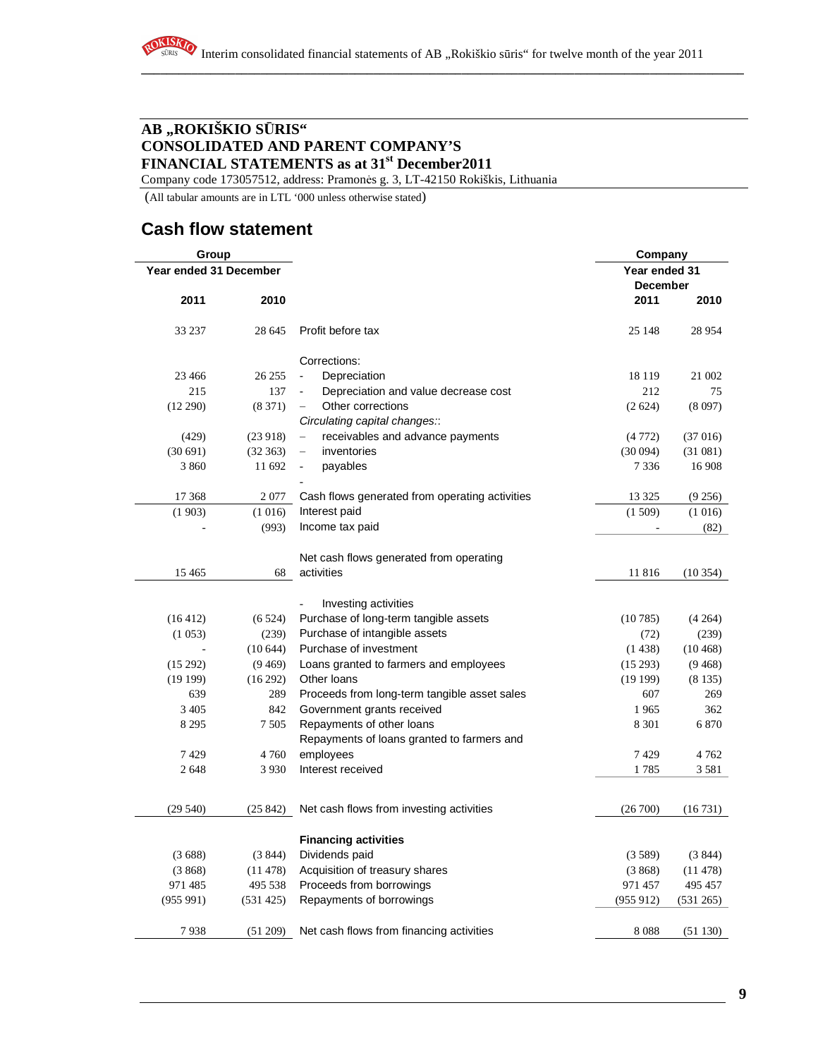**AB „ROKIŠKIO SŪRIS“**
**CONSOLIDATED AND PARENT COMPANY'S**
**FINANCIAL STATEMENTS as at 31st December2011**

Company code 173057512, address: Pramonės g. 3, LT-42150 Rokiškis, Lithuania

(All tabular amounts are in LTL '000 unless otherwise stated)

## Cash flow statement

| Group | | | Company | |
|---|---|---|---|---|
| Year ended 31 December | | | Year ended 31 December | |
| 2011 | 2010 | | 2011 | 2010 |
| 33 237 | 28 645 | Profit before tax | 25 148 | 28 954 |
| | | Corrections: | | |
| 23 466 | 26 255 | - Depreciation | 18 119 | 21 002 |
| 215 | 137 | - Depreciation and value decrease cost | 212 | 75 |
| (12 290) | (8 371) | – Other corrections | (2 624) | (8 097) |
| | | *Circulating capital changes::* | | |
| (429) | (23 918) | – receivables and advance payments | (4 772) | (37 016) |
| (30 691) | (32 363) | – inventories | (30 094) | (31 081) |
| 3 860 | 11 692 | - payables | 7 336 | 16 908 |
| | | - | | |
| 17 368 | 2 077 | Cash flows generated from operating activities | 13 325 | (9 256) |
| (1 903) | (1 016) | Interest paid | (1 509) | (1 016) |
| - | (993) | Income tax paid | - | (82) |
| 15 465 | 68 | Net cash flows generated from operating activities | 11 816 | (10 354) |
| | | - Investing activities | | |
| (16 412) | (6 524) | Purchase of long-term tangible assets | (10 785) | (4 264) |
| (1 053) | (239) | Purchase of intangible assets | (72) | (239) |
| - | (10 644) | Purchase of investment | (1 438) | (10 468) |
| (15 292) | (9 469) | Loans granted to farmers and employees | (15 293) | (9 468) |
| (19 199) | (16 292) | Other loans | (19 199) | (8 135) |
| 639 | 289 | Proceeds from long-term tangible asset sales | 607 | 269 |
| 3 405 | 842 | Government grants received | 1 965 | 362 |
| 8 295 | 7 505 | Repayments of other loans | 8 301 | 6 870 |
| 7 429 | 4 760 | Repayments of loans granted to farmers and employees | 7 429 | 4 762 |
| 2 648 | 3 930 | Interest received | 1 785 | 3 581 |
| (29 540) | (25 842) | Net cash flows from investing activities | (26 700) | (16 731) |
| | | **Financing activities** | | |
| (3 688) | (3 844) | Dividends paid | (3 589) | (3 844) |
| (3 868) | (11 478) | Acquisition of treasury shares | (3 868) | (11 478) |
| 971 485 | 495 538 | Proceeds from borrowings | 971 457 | 495 457 |
| (955 991) | (531 425) | Repayments of borrowings | (955 912) | (531 265) |
| 7 938 | (51 209) | Net cash flows from financing activities | 8 088 | (51 130) |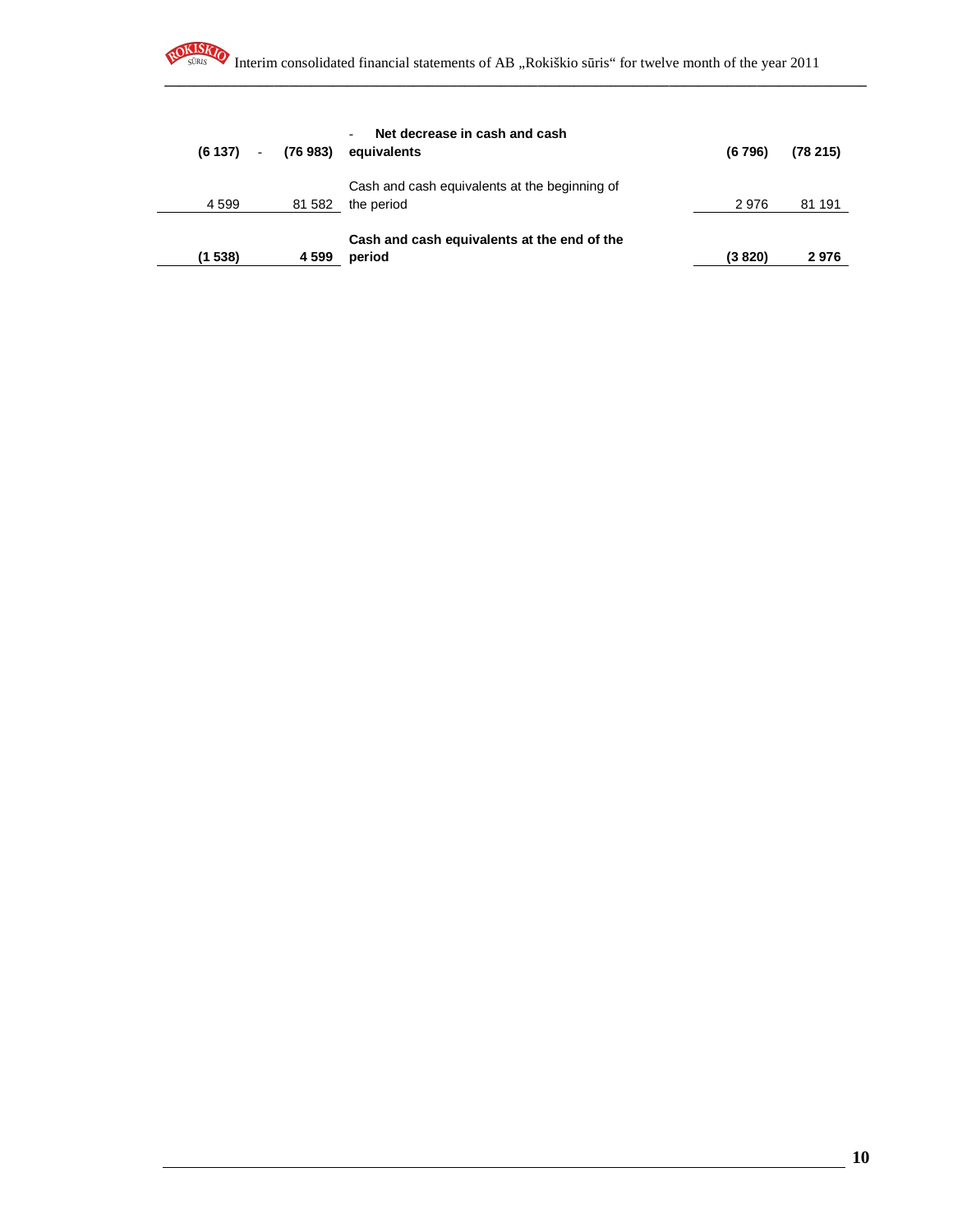| | | | | |
|---|---|---|---|---|
| **(6 137)** | **(76 983)** | **Net decrease in cash and cash equivalents** | **(6 796)** | **(78 215)** |
| 4 599 | 81 582 | Cash and cash equivalents at the beginning of the period | 2 976 | 81 191 |
| **(1 538)** | **4 599** | **Cash and cash equivalents at the end of the period** | **(3 820)** | **2 976** |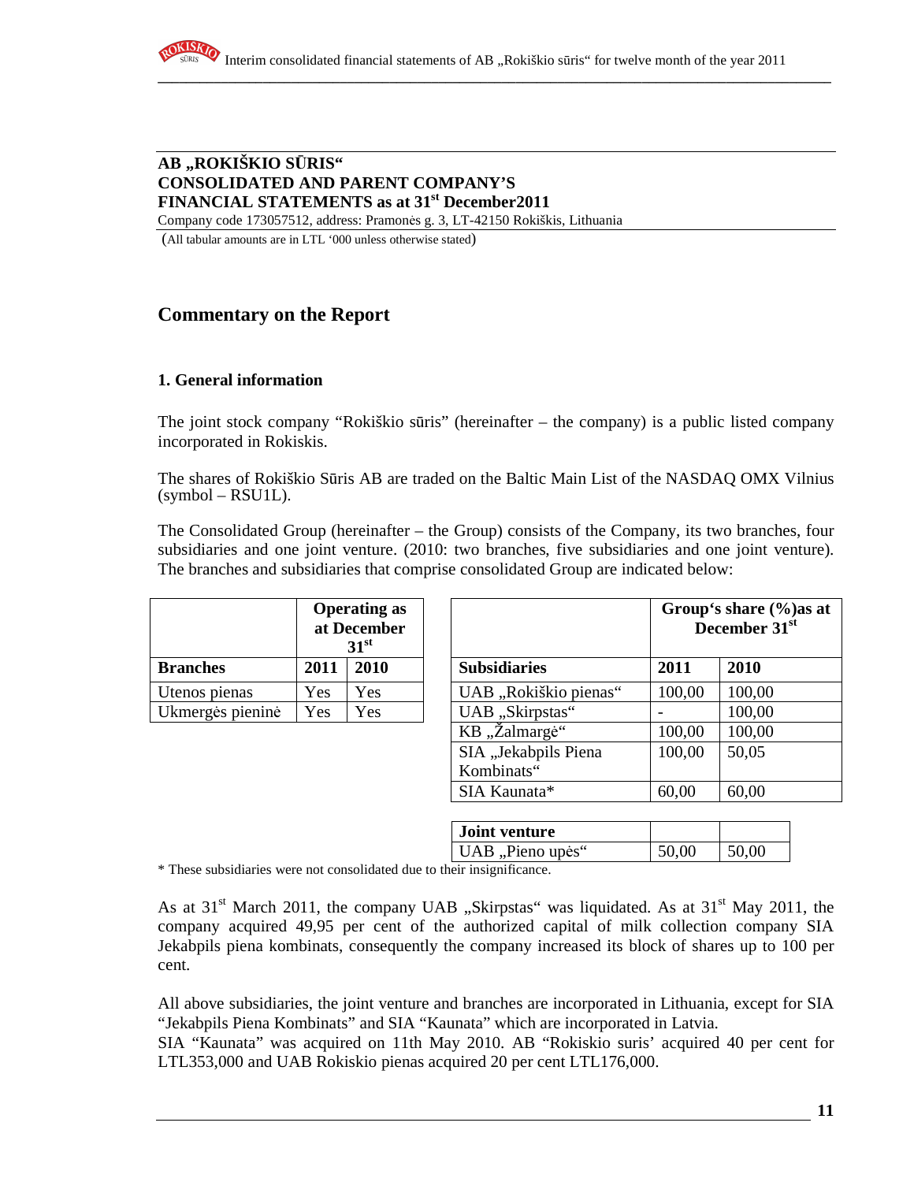**AB „ROKIŠKIO SŪRIS“**
**CONSOLIDATED AND PARENT COMPANY’S**
**FINANCIAL STATEMENTS as at 31st December2011**
Company code 173057512, address: Pramonės g. 3, LT-42150 Rokiškis, Lithuania
(All tabular amounts are in LTL ‘000 unless otherwise stated)

## Commentary on the Report

### 1. General information

The joint stock company “Rokiškio sūris” (hereinafter – the company) is a public listed company incorporated in Rokiskis.

The shares of Rokiškio Sūris AB are traded on the Baltic Main List of the NASDAQ OMX Vilnius (symbol – RSU1L).

The Consolidated Group (hereinafter – the Group) consists of the Company, its two branches, four subsidiaries and one joint venture. (2010: two branches, five subsidiaries and one joint venture). The branches and subsidiaries that comprise consolidated Group are indicated below:

| | Operating as at December 31st | |
|---|---|---|
| **Branches** | **2011** | **2010** |
| Utenos pienas | Yes | Yes |
| Ukmergės pieninė | Yes | Yes |

| | Group‘s share (%)as at December 31st | |
|---|---|---|
| **Subsidiaries** | **2011** | **2010** |
| UAB „Rokiškio pienas“ | 100,00 | 100,00 |
| UAB „Skirpstas“ | - | 100,00 |
| KB „Žalmargė“ | 100,00 | 100,00 |
| SIA „Jekabpils Piena Kombinats“ | 100,00 | 50,05 |
| SIA Kaunata* | 60,00 | 60,00 |
| **Joint venture** | | |
| UAB „Pieno upės“ | 50,00 | 50,00 |

\* These subsidiaries were not consolidated due to their insignificance.

As at 31st March 2011, the company UAB „Skirpstas“ was liquidated. As at 31st May 2011, the company acquired 49,95 per cent of the authorized capital of milk collection company SIA Jekabpils piena kombinats, consequently the company increased its block of shares up to 100 per cent.

All above subsidiaries, the joint venture and branches are incorporated in Lithuania, except for SIA “Jekabpils Piena Kombinats” and SIA “Kaunata” which are incorporated in Latvia.
SIA “Kaunata” was acquired on 11th May 2010. AB “Rokiskio suris’ acquired 40 per cent for LTL353,000 and UAB Rokiskio pienas acquired 20 per cent LTL176,000.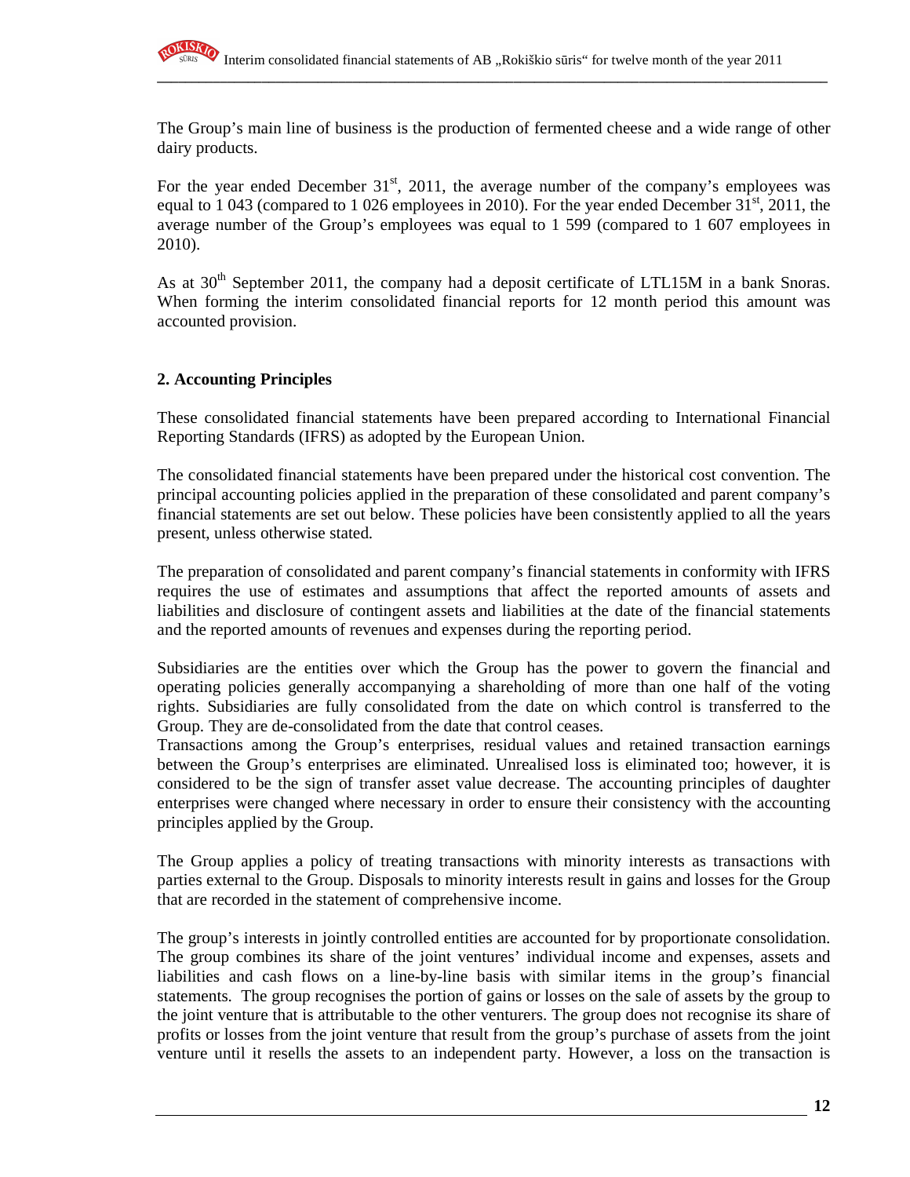The Group's main line of business is the production of fermented cheese and a wide range of other dairy products.

For the year ended December 31st, 2011, the average number of the company's employees was equal to 1 043 (compared to 1 026 employees in 2010). For the year ended December 31st, 2011, the average number of the Group's employees was equal to 1 599 (compared to 1 607 employees in 2010).

As at 30th September 2011, the company had a deposit certificate of LTL15M in a bank Snoras. When forming the interim consolidated financial reports for 12 month period this amount was accounted provision.

## 2. Accounting Principles

These consolidated financial statements have been prepared according to International Financial Reporting Standards (IFRS) as adopted by the European Union.

The consolidated financial statements have been prepared under the historical cost convention. The principal accounting policies applied in the preparation of these consolidated and parent company's financial statements are set out below. These policies have been consistently applied to all the years present, unless otherwise stated.

The preparation of consolidated and parent company's financial statements in conformity with IFRS requires the use of estimates and assumptions that affect the reported amounts of assets and liabilities and disclosure of contingent assets and liabilities at the date of the financial statements and the reported amounts of revenues and expenses during the reporting period.

Subsidiaries are the entities over which the Group has the power to govern the financial and operating policies generally accompanying a shareholding of more than one half of the voting rights. Subsidiaries are fully consolidated from the date on which control is transferred to the Group. They are de-consolidated from the date that control ceases.
Transactions among the Group's enterprises, residual values and retained transaction earnings between the Group's enterprises are eliminated. Unrealised loss is eliminated too; however, it is considered to be the sign of transfer asset value decrease. The accounting principles of daughter enterprises were changed where necessary in order to ensure their consistency with the accounting principles applied by the Group.

The Group applies a policy of treating transactions with minority interests as transactions with parties external to the Group. Disposals to minority interests result in gains and losses for the Group that are recorded in the statement of comprehensive income.

The group's interests in jointly controlled entities are accounted for by proportionate consolidation. The group combines its share of the joint ventures' individual income and expenses, assets and liabilities and cash flows on a line-by-line basis with similar items in the group's financial statements. The group recognises the portion of gains or losses on the sale of assets by the group to the joint venture that is attributable to the other venturers. The group does not recognise its share of profits or losses from the joint venture that result from the group's purchase of assets from the joint venture until it resells the assets to an independent party. However, a loss on the transaction is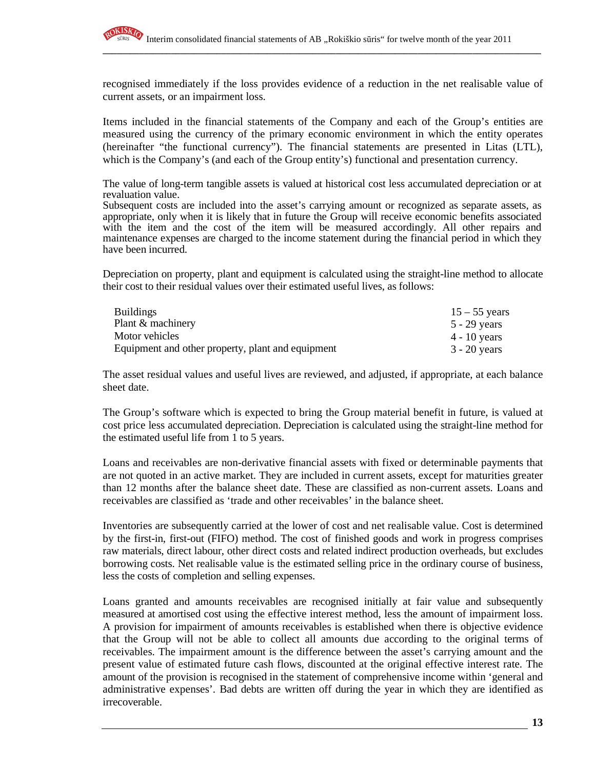recognised immediately if the loss provides evidence of a reduction in the net realisable value of current assets, or an impairment loss.

Items included in the financial statements of the Company and each of the Group's entities are measured using the currency of the primary economic environment in which the entity operates (hereinafter "the functional currency"). The financial statements are presented in Litas (LTL), which is the Company's (and each of the Group entity's) functional and presentation currency.

The value of long-term tangible assets is valued at historical cost less accumulated depreciation or at revaluation value.
Subsequent costs are included into the asset's carrying amount or recognized as separate assets, as appropriate, only when it is likely that in future the Group will receive economic benefits associated with the item and the cost of the item will be measured accordingly. All other repairs and maintenance expenses are charged to the income statement during the financial period in which they have been incurred.

Depreciation on property, plant and equipment is calculated using the straight-line method to allocate their cost to their residual values over their estimated useful lives, as follows:

| | |
|---|---|
| Buildings | 15 – 55 years |
| Plant & machinery | 5 - 29 years |
| Motor vehicles | 4 - 10 years |
| Equipment and other property, plant and equipment | 3 - 20 years |

The asset residual values and useful lives are reviewed, and adjusted, if appropriate, at each balance sheet date.

The Group's software which is expected to bring the Group material benefit in future, is valued at cost price less accumulated depreciation. Depreciation is calculated using the straight-line method for the estimated useful life from 1 to 5 years.

Loans and receivables are non-derivative financial assets with fixed or determinable payments that are not quoted in an active market. They are included in current assets, except for maturities greater than 12 months after the balance sheet date. These are classified as non-current assets. Loans and receivables are classified as 'trade and other receivables' in the balance sheet.

Inventories are subsequently carried at the lower of cost and net realisable value. Cost is determined by the first-in, first-out (FIFO) method. The cost of finished goods and work in progress comprises raw materials, direct labour, other direct costs and related indirect production overheads, but excludes borrowing costs. Net realisable value is the estimated selling price in the ordinary course of business, less the costs of completion and selling expenses.

Loans granted and amounts receivables are recognised initially at fair value and subsequently measured at amortised cost using the effective interest method, less the amount of impairment loss. A provision for impairment of amounts receivables is established when there is objective evidence that the Group will not be able to collect all amounts due according to the original terms of receivables. The impairment amount is the difference between the asset's carrying amount and the present value of estimated future cash flows, discounted at the original effective interest rate. The amount of the provision is recognised in the statement of comprehensive income within 'general and administrative expenses'. Bad debts are written off during the year in which they are identified as irrecoverable.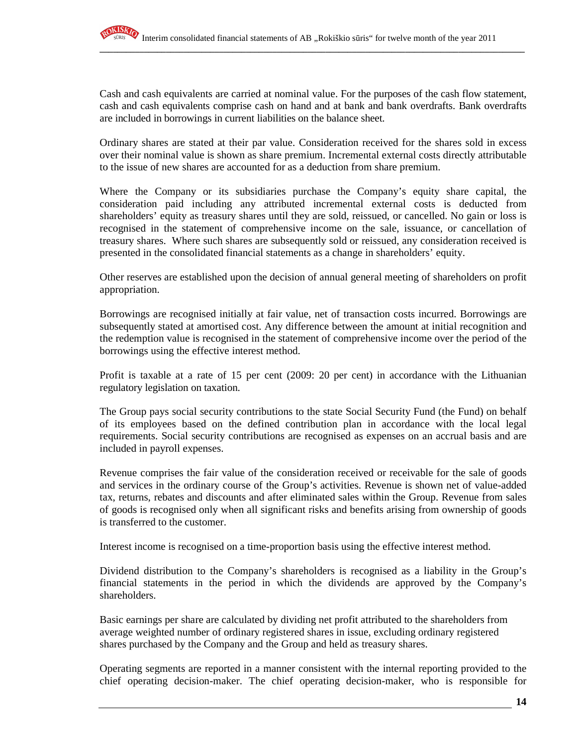Cash and cash equivalents are carried at nominal value. For the purposes of the cash flow statement, cash and cash equivalents comprise cash on hand and at bank and bank overdrafts. Bank overdrafts are included in borrowings in current liabilities on the balance sheet.

Ordinary shares are stated at their par value. Consideration received for the shares sold in excess over their nominal value is shown as share premium. Incremental external costs directly attributable to the issue of new shares are accounted for as a deduction from share premium.

Where the Company or its subsidiaries purchase the Company's equity share capital, the consideration paid including any attributed incremental external costs is deducted from shareholders' equity as treasury shares until they are sold, reissued, or cancelled. No gain or loss is recognised in the statement of comprehensive income on the sale, issuance, or cancellation of treasury shares. Where such shares are subsequently sold or reissued, any consideration received is presented in the consolidated financial statements as a change in shareholders' equity.

Other reserves are established upon the decision of annual general meeting of shareholders on profit appropriation.

Borrowings are recognised initially at fair value, net of transaction costs incurred. Borrowings are subsequently stated at amortised cost. Any difference between the amount at initial recognition and the redemption value is recognised in the statement of comprehensive income over the period of the borrowings using the effective interest method.

Profit is taxable at a rate of 15 per cent (2009: 20 per cent) in accordance with the Lithuanian regulatory legislation on taxation.

The Group pays social security contributions to the state Social Security Fund (the Fund) on behalf of its employees based on the defined contribution plan in accordance with the local legal requirements. Social security contributions are recognised as expenses on an accrual basis and are included in payroll expenses.

Revenue comprises the fair value of the consideration received or receivable for the sale of goods and services in the ordinary course of the Group's activities. Revenue is shown net of value-added tax, returns, rebates and discounts and after eliminated sales within the Group. Revenue from sales of goods is recognised only when all significant risks and benefits arising from ownership of goods is transferred to the customer.

Interest income is recognised on a time-proportion basis using the effective interest method.

Dividend distribution to the Company's shareholders is recognised as a liability in the Group's financial statements in the period in which the dividends are approved by the Company's shareholders.

Basic earnings per share are calculated by dividing net profit attributed to the shareholders from average weighted number of ordinary registered shares in issue, excluding ordinary registered shares purchased by the Company and the Group and held as treasury shares.

Operating segments are reported in a manner consistent with the internal reporting provided to the chief operating decision-maker. The chief operating decision-maker, who is responsible for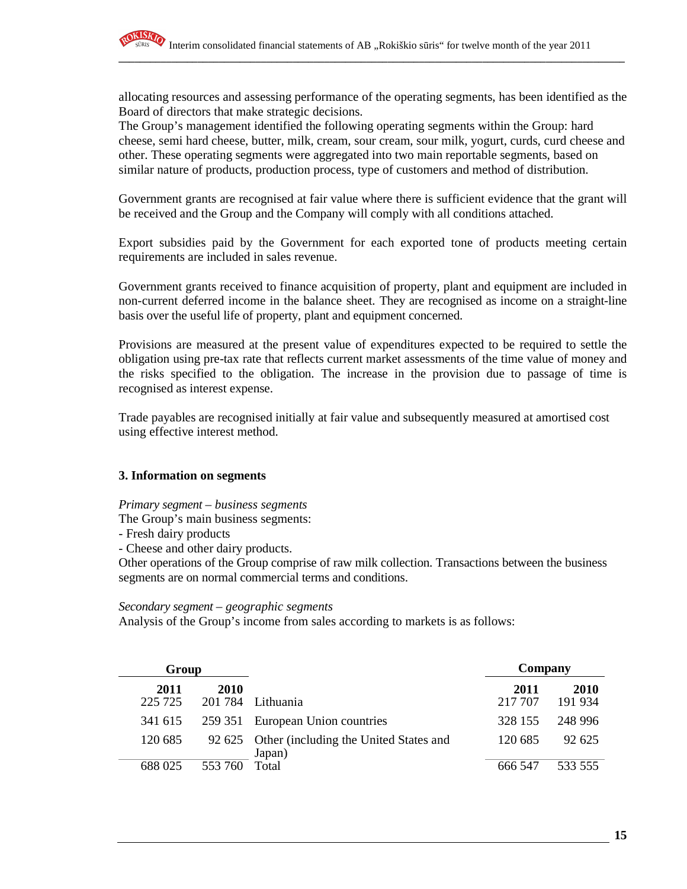allocating resources and assessing performance of the operating segments, has been identified as the Board of directors that make strategic decisions.
The Group's management identified the following operating segments within the Group: hard cheese, semi hard cheese, butter, milk, cream, sour cream, sour milk, yogurt, curds, curd cheese and other. These operating segments were aggregated into two main reportable segments, based on similar nature of products, production process, type of customers and method of distribution.

Government grants are recognised at fair value where there is sufficient evidence that the grant will be received and the Group and the Company will comply with all conditions attached.

Export subsidies paid by the Government for each exported tone of products meeting certain requirements are included in sales revenue.

Government grants received to finance acquisition of property, plant and equipment are included in non-current deferred income in the balance sheet. They are recognised as income on a straight-line basis over the useful life of property, plant and equipment concerned.

Provisions are measured at the present value of expenditures expected to be required to settle the obligation using pre-tax rate that reflects current market assessments of the time value of money and the risks specified to the obligation. The increase in the provision due to passage of time is recognised as interest expense.

Trade payables are recognised initially at fair value and subsequently measured at amortised cost using effective interest method.

**3. Information on segments**

*Primary segment – business segments*
The Group's main business segments:
- Fresh dairy products
- Cheese and other dairy products.

Other operations of the Group comprise of raw milk collection. Transactions between the business segments are on normal commercial terms and conditions.

*Secondary segment – geographic segments*
Analysis of the Group's income from sales according to markets is as follows:

| Group | | | Company | |
|---|---|---|---|---|
| **2011** | **2010** | | **2011** | **2010** |
| 225 725 | 201 784 | Lithuania | 217 707 | 191 934 |
| 341 615 | 259 351 | European Union countries | 328 155 | 248 996 |
| 120 685 | 92 625 | Other (including the United States and Japan) | 120 685 | 92 625 |
| 688 025 | 553 760 | Total | 666 547 | 533 555 |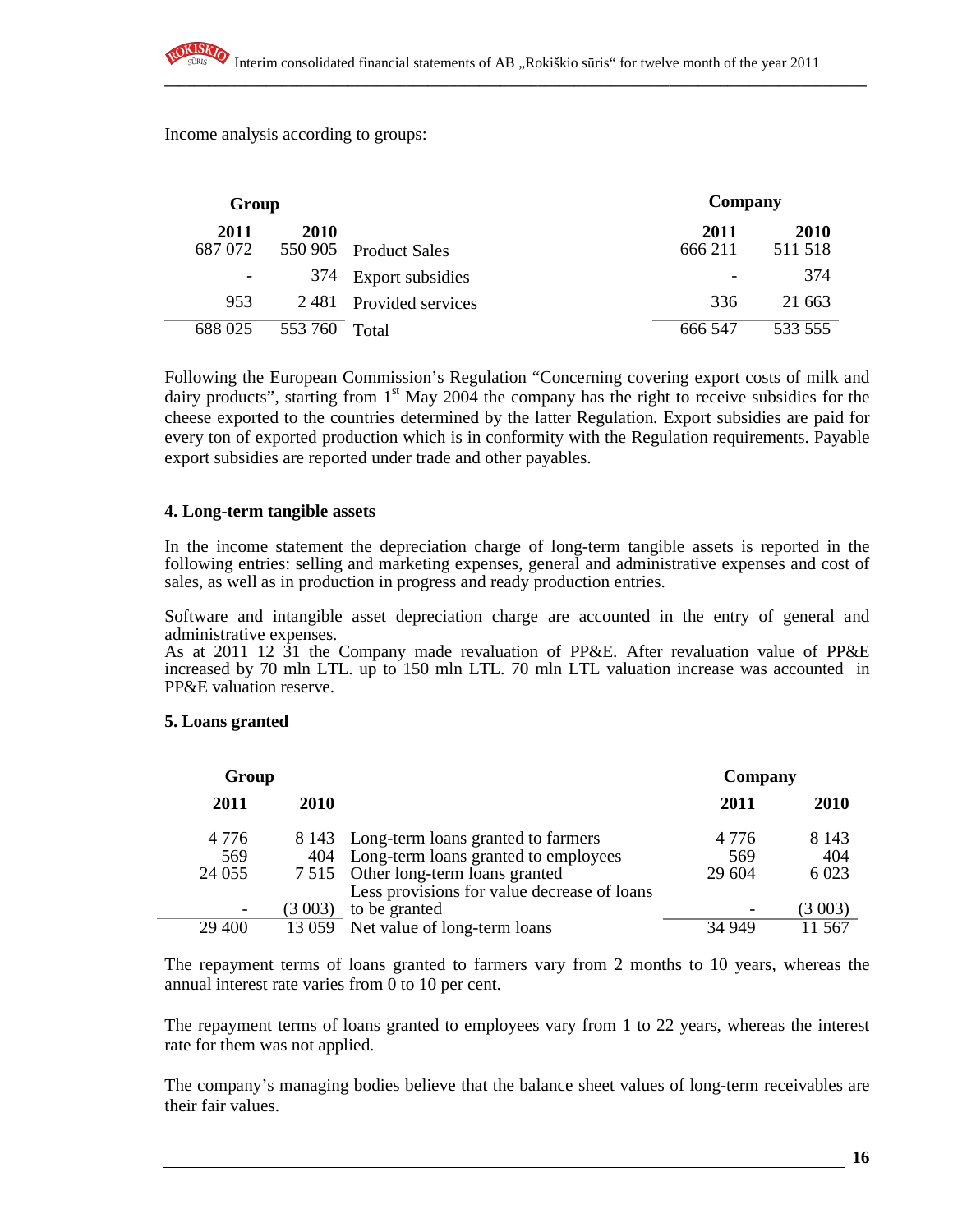Income analysis according to groups:

| Group | | | Company | |
|---|---|---|---|---|
| **2011** | **2010** | | **2011** | **2010** |
| 687 072 | 550 905 | Product Sales | 666 211 | 511 518 |
| - | 374 | Export subsidies | - | 374 |
| 953 | 2 481 | Provided services | 336 | 21 663 |
| 688 025 | 553 760 | Total | 666 547 | 533 555 |

Following the European Commission's Regulation "Concerning covering export costs of milk and dairy products", starting from 1st May 2004 the company has the right to receive subsidies for the cheese exported to the countries determined by the latter Regulation. Export subsidies are paid for every ton of exported production which is in conformity with the Regulation requirements. Payable export subsidies are reported under trade and other payables.

**4. Long-term tangible assets**

In the income statement the depreciation charge of long-term tangible assets is reported in the following entries: selling and marketing expenses, general and administrative expenses and cost of sales, as well as in production in progress and ready production entries.

Software and intangible asset depreciation charge are accounted in the entry of general and administrative expenses.
As at 2011 12 31 the Company made revaluation of PP&E. After revaluation value of PP&E increased by 70 mln LTL. up to 150 mln LTL. 70 mln LTL valuation increase was accounted in PP&E valuation reserve.

**5. Loans granted**

| Group | | | Company | |
|---|---|---|---|---|
| **2011** | **2010** | | **2011** | **2010** |
| 4 776 | 8 143 | Long-term loans granted to farmers | 4 776 | 8 143 |
| 569 | 404 | Long-term loans granted to employees | 569 | 404 |
| 24 055 | 7 515 | Other long-term loans granted | 29 604 | 6 023 |
| - | (3 003) | Less provisions for value decrease of loans to be granted | - | (3 003) |
| 29 400 | 13 059 | Net value of long-term loans | 34 949 | 11 567 |

The repayment terms of loans granted to farmers vary from 2 months to 10 years, whereas the annual interest rate varies from 0 to 10 per cent.

The repayment terms of loans granted to employees vary from 1 to 22 years, whereas the interest rate for them was not applied.

The company's managing bodies believe that the balance sheet values of long-term receivables are their fair values.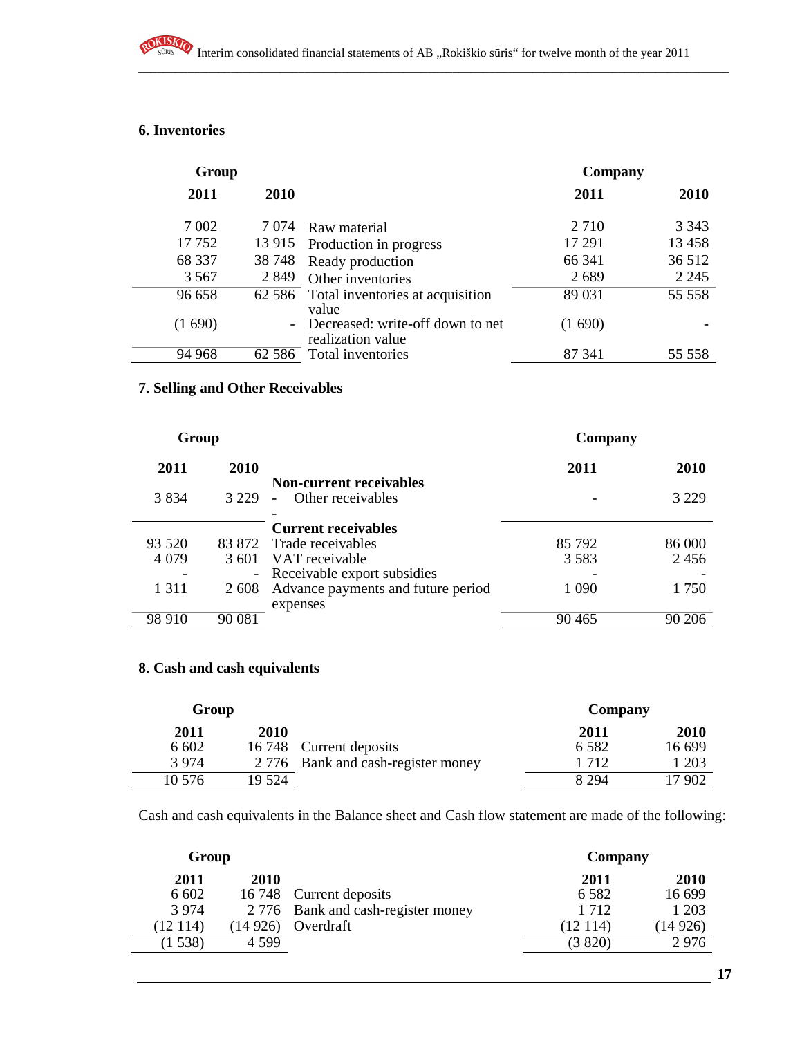## 6. Inventories

| Group 2011 | Group 2010 | | Company 2011 | Company 2010 |
|---|---|---|---|---|
| 7 002 | 7 074 | Raw material | 2 710 | 3 343 |
| 17 752 | 13 915 | Production in progress | 17 291 | 13 458 |
| 68 337 | 38 748 | Ready production | 66 341 | 36 512 |
| 3 567 | 2 849 | Other inventories | 2 689 | 2 245 |
| 96 658 | 62 586 | Total inventories at acquisition value | 89 031 | 55 558 |
| (1 690) | - | Decreased: write-off down to net realization value | (1 690) | - |
| 94 968 | 62 586 | Total inventories | 87 341 | 55 558 |

## 7. Selling and Other Receivables

| Group 2011 | Group 2010 | | Company 2011 | Company 2010 |
|---|---|---|---|---|
| | | **Non-current receivables** | | |
| 3 834 | 3 229 | - Other receivables | - | 3 229 |
| | | - | | |
| | | **Current receivables** | | |
| 93 520 | 83 872 | Trade receivables | 85 792 | 86 000 |
| 4 079 | 3 601 | VAT receivable | 3 583 | 2 456 |
| - | - | Receivable export subsidies | - | - |
| 1 311 | 2 608 | Advance payments and future period expenses | 1 090 | 1 750 |
| 98 910 | 90 081 | | 90 465 | 90 206 |

## 8. Cash and cash equivalents

| Group 2011 | Group 2010 | | Company 2011 | Company 2010 |
|---|---|---|---|---|
| 6 602 | 16 748 | Current deposits | 6 582 | 16 699 |
| 3 974 | 2 776 | Bank and cash-register money | 1 712 | 1 203 |
| 10 576 | 19 524 | | 8 294 | 17 902 |

Cash and cash equivalents in the Balance sheet and Cash flow statement are made of the following:

| Group 2011 | Group 2010 | | Company 2011 | Company 2010 |
|---|---|---|---|---|
| 6 602 | 16 748 | Current deposits | 6 582 | 16 699 |
| 3 974 | 2 776 | Bank and cash-register money | 1 712 | 1 203 |
| (12 114) | (14 926) | Overdraft | (12 114) | (14 926) |
| (1 538) | 4 599 | | (3 820) | 2 976 |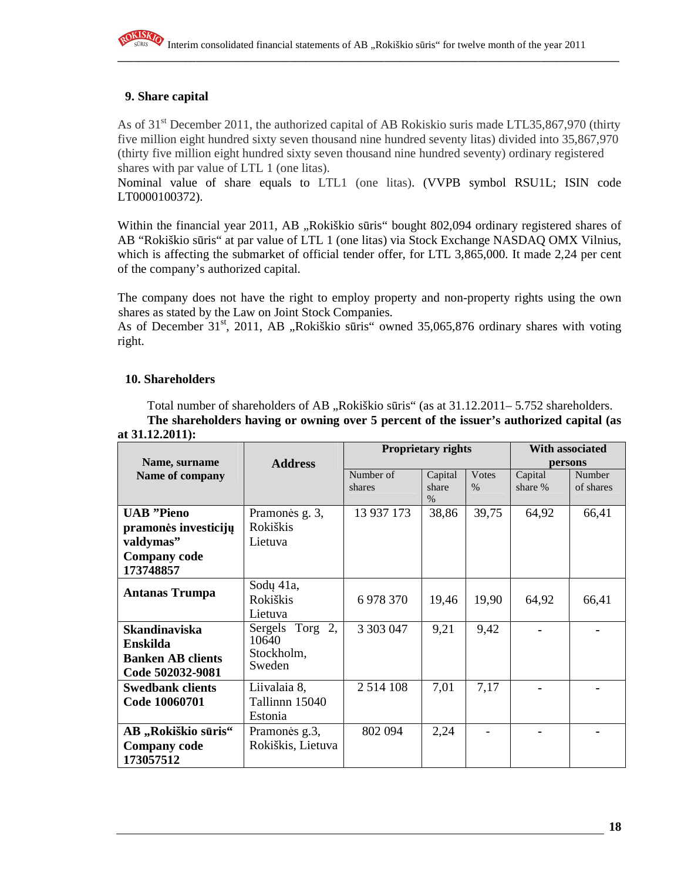## 9. Share capital

As of 31st December 2011, the authorized capital of AB Rokiskio suris made LTL35,867,970 (thirty five million eight hundred sixty seven thousand nine hundred seventy litas) divided into 35,867,970 (thirty five million eight hundred sixty seven thousand nine hundred seventy) ordinary registered shares with par value of LTL 1 (one litas).
Nominal value of share equals to LTL1 (one litas). (VVPB symbol RSU1L; ISIN code LT0000100372).

Within the financial year 2011, AB „Rokiškio sūris" bought 802,094 ordinary registered shares of AB "Rokiškio sūris" at par value of LTL 1 (one litas) via Stock Exchange NASDAQ OMX Vilnius, which is affecting the submarket of official tender offer, for LTL 3,865,000. It made 2,24 per cent of the company's authorized capital.

The company does not have the right to employ property and non-property rights using the own shares as stated by the Law on Joint Stock Companies.
As of December 31st, 2011, AB „Rokiškio sūris" owned 35,065,876 ordinary shares with voting right.

## 10. Shareholders

Total number of shareholders of AB „Rokiškio sūris" (as at 31.12.2011– 5.752 shareholders.

**The shareholders having or owning over 5 percent of the issuer's authorized capital (as at 31.12.2011):**

| Name, surname Name of company | Address | Proprietary rights | | | With associated persons | |
|---|---|---|---|---|---|---|
| | | Number of shares | Capital share % | Votes % | Capital share % | Number of shares |
| **UAB "Pieno pramonės investicijų valdymas" Company code 173748857** | Pramonės g. 3, Rokiškis Lietuva | 13 937 173 | 38,86 | 39,75 | 64,92 | 66,41 |
| **Antanas Trumpa** | Sodų 41a, Rokiškis Lietuva | 6 978 370 | 19,46 | 19,90 | 64,92 | 66,41 |
| **Skandinaviska Enskilda Banken AB clients Code 502032-9081** | Sergels Torg 2, 10640 Stockholm, Sweden | 3 303 047 | 9,21 | 9,42 | - | - |
| **Swedbank clients Code 10060701** | Liivalaia 8, Tallinnn 15040 Estonia | 2 514 108 | 7,01 | 7,17 | - | - |
| **AB „Rokiškio sūris" Company code 173057512** | Pramonės g.3, Rokiškis, Lietuva | 802 094 | 2,24 | - | - | - |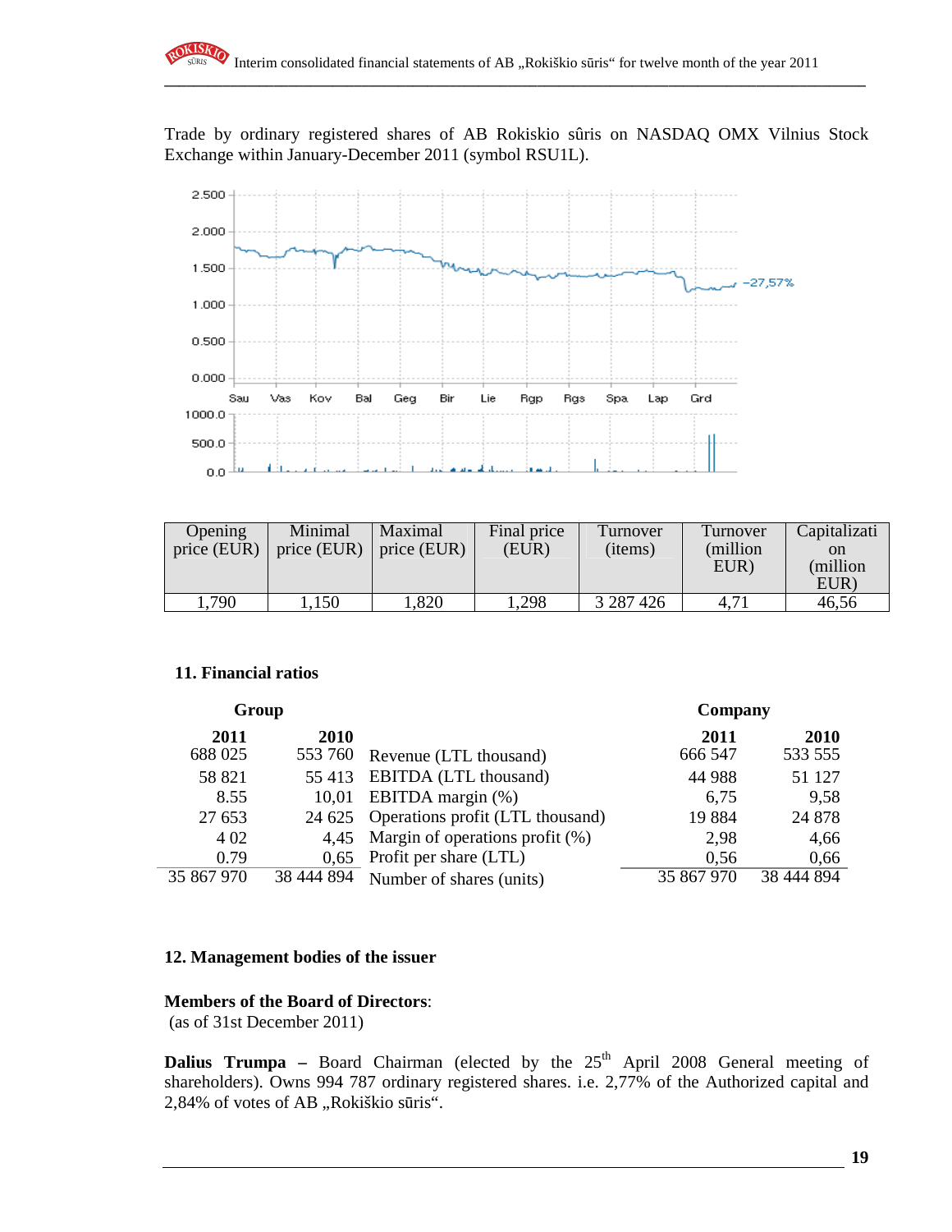Trade by ordinary registered shares of AB Rokiskio sûris on NASDAQ OMX Vilnius Stock Exchange within January-December 2011 (symbol RSU1L).

| Opening price (EUR) | Minimal price (EUR) | Maximal price (EUR) | Final price (EUR) | Turnover (items) | Turnover (million EUR) | Capitalization (million EUR) |
|---|---|---|---|---|---|---|
| 1,790 | 1,150 | 1,820 | 1,298 | 3 287 426 | 4,71 | 46,56 |

## 11. Financial ratios

| Group 2011 | Group 2010 | | Company 2011 | Company 2010 |
|---|---|---|---|---|
| 688 025 | 553 760 | Revenue (LTL thousand) | 666 547 | 533 555 |
| 58 821 | 55 413 | EBITDA (LTL thousand) | 44 988 | 51 127 |
| 8.55 | 10,01 | EBITDA margin (%) | 6,75 | 9,58 |
| 27 653 | 24 625 | Operations profit (LTL thousand) | 19 884 | 24 878 |
| 4 02 | 4,45 | Margin of operations profit (%) | 2,98 | 4,66 |
| 0.79 | 0,65 | Profit per share (LTL) | 0,56 | 0,66 |
| 35 867 970 | 38 444 894 | Number of shares (units) | 35 867 970 | 38 444 894 |

## 12. Management bodies of the issuer

**Members of the Board of Directors**:
(as of 31st December 2011)

**Dalius Trumpa –** Board Chairman (elected by the 25th April 2008 General meeting of shareholders). Owns 994 787 ordinary registered shares. i.e. 2,77% of the Authorized capital and 2,84% of votes of AB „Rokiškio sūris".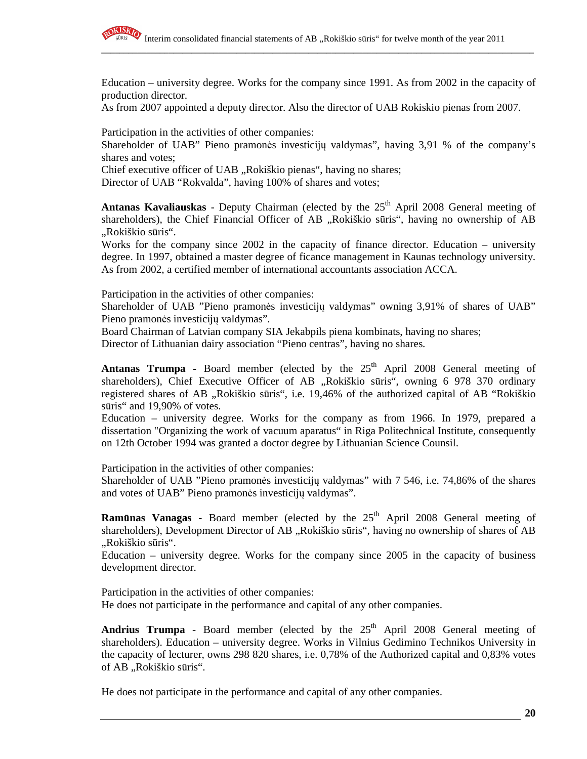Education – university degree. Works for the company since 1991. As from 2002 in the capacity of production director.
As from 2007 appointed a deputy director. Also the director of UAB Rokiskio pienas from 2007.

Participation in the activities of other companies:
Shareholder of UAB" Pieno pramonės investicijų valdymas", having 3,91 % of the company's shares and votes;
Chief executive officer of UAB „Rokiškio pienas", having no shares;
Director of UAB "Rokvalda", having 100% of shares and votes;

**Antanas Kavaliauskas** - Deputy Chairman (elected by the 25th April 2008 General meeting of shareholders), the Chief Financial Officer of AB „Rokiškio sūris", having no ownership of AB „Rokiškio sūris".
Works for the company since 2002 in the capacity of finance director. Education – university degree. In 1997, obtained a master degree of ficance management in Kaunas technology university. As from 2002, a certified member of international accountants association ACCA.

Participation in the activities of other companies:
Shareholder of UAB "Pieno pramonės investicijų valdymas" owning 3,91% of shares of UAB" Pieno pramonės investicijų valdymas".
Board Chairman of Latvian company SIA Jekabpils piena kombinats, having no shares;
Director of Lithuanian dairy association "Pieno centras", having no shares.

**Antanas Trumpa** - Board member (elected by the 25th April 2008 General meeting of shareholders), Chief Executive Officer of AB „Rokiškio sūris", owning 6 978 370 ordinary registered shares of AB „Rokiškio sūris", i.e. 19,46% of the authorized capital of AB "Rokiškio sūris" and 19,90% of votes.
Education – university degree. Works for the company as from 1966. In 1979, prepared a dissertation "Organizing the work of vacuum aparatus" in Riga Politechnical Institute, consequently on 12th October 1994 was granted a doctor degree by Lithuanian Science Counsil.

Participation in the activities of other companies:
Shareholder of UAB "Pieno pramonės investicijų valdymas" with 7 546, i.e. 74,86% of the shares and votes of UAB" Pieno pramonės investicijų valdymas".

**Ramūnas Vanagas** - Board member (elected by the 25th April 2008 General meeting of shareholders), Development Director of AB „Rokiškio sūris", having no ownership of shares of AB „Rokiškio sūris".
Education – university degree. Works for the company since 2005 in the capacity of business development director.

Participation in the activities of other companies:
He does not participate in the performance and capital of any other companies.

**Andrius Trumpa** - Board member (elected by the 25th April 2008 General meeting of shareholders). Education – university degree. Works in Vilnius Gedimino Technikos University in the capacity of lecturer, owns 298 820 shares, i.e. 0,78% of the Authorized capital and 0,83% votes of AB „Rokiškio sūris".

He does not participate in the performance and capital of any other companies.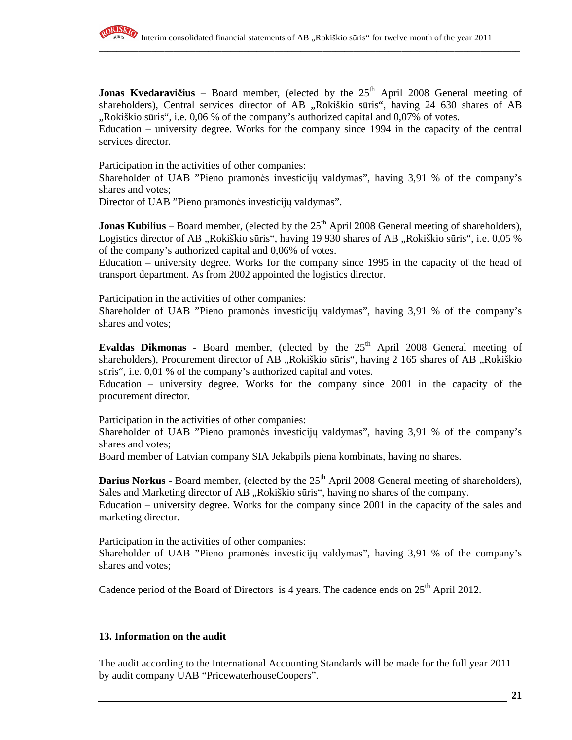**Jonas Kvedaravičius** – Board member, (elected by the 25th April 2008 General meeting of shareholders), Central services director of AB „Rokiškio sūris“, having 24 630 shares of AB „Rokiškio sūris“, i.e. 0,06 % of the company's authorized capital and 0,07% of votes.
Education – university degree. Works for the company since 1994 in the capacity of the central services director.

Participation in the activities of other companies:
Shareholder of UAB "Pieno pramonės investicijų valdymas", having 3,91 % of the company's shares and votes;
Director of UAB "Pieno pramonės investicijų valdymas".

**Jonas Kubilius** – Board member, (elected by the 25th April 2008 General meeting of shareholders), Logistics director of AB „Rokiškio sūris“, having 19 930 shares of AB „Rokiškio sūris“, i.e. 0,05 % of the company's authorized capital and 0,06% of votes.
Education – university degree. Works for the company since 1995 in the capacity of the head of transport department. As from 2002 appointed the logistics director.

Participation in the activities of other companies:
Shareholder of UAB "Pieno pramonės investicijų valdymas", having 3,91 % of the company's shares and votes;

**Evaldas Dikmonas -** Board member, (elected by the 25th April 2008 General meeting of shareholders), Procurement director of AB „Rokiškio sūris“, having 2 165 shares of AB „Rokiškio sūris“, i.e. 0,01 % of the company's authorized capital and votes.
Education – university degree. Works for the company since 2001 in the capacity of the procurement director.

Participation in the activities of other companies:
Shareholder of UAB "Pieno pramonės investicijų valdymas", having 3,91 % of the company's shares and votes;
Board member of Latvian company SIA Jekabpils piena kombinats, having no shares.

**Darius Norkus -** Board member, (elected by the 25th April 2008 General meeting of shareholders), Sales and Marketing director of AB „Rokiškio sūris“, having no shares of the company.
Education – university degree. Works for the company since 2001 in the capacity of the sales and marketing director.

Participation in the activities of other companies:
Shareholder of UAB "Pieno pramonės investicijų valdymas", having 3,91 % of the company's shares and votes;

Cadence period of the Board of Directors is 4 years. The cadence ends on 25th April 2012.

## 13. Information on the audit

The audit according to the International Accounting Standards will be made for the full year 2011 by audit company UAB "PricewaterhouseCoopers".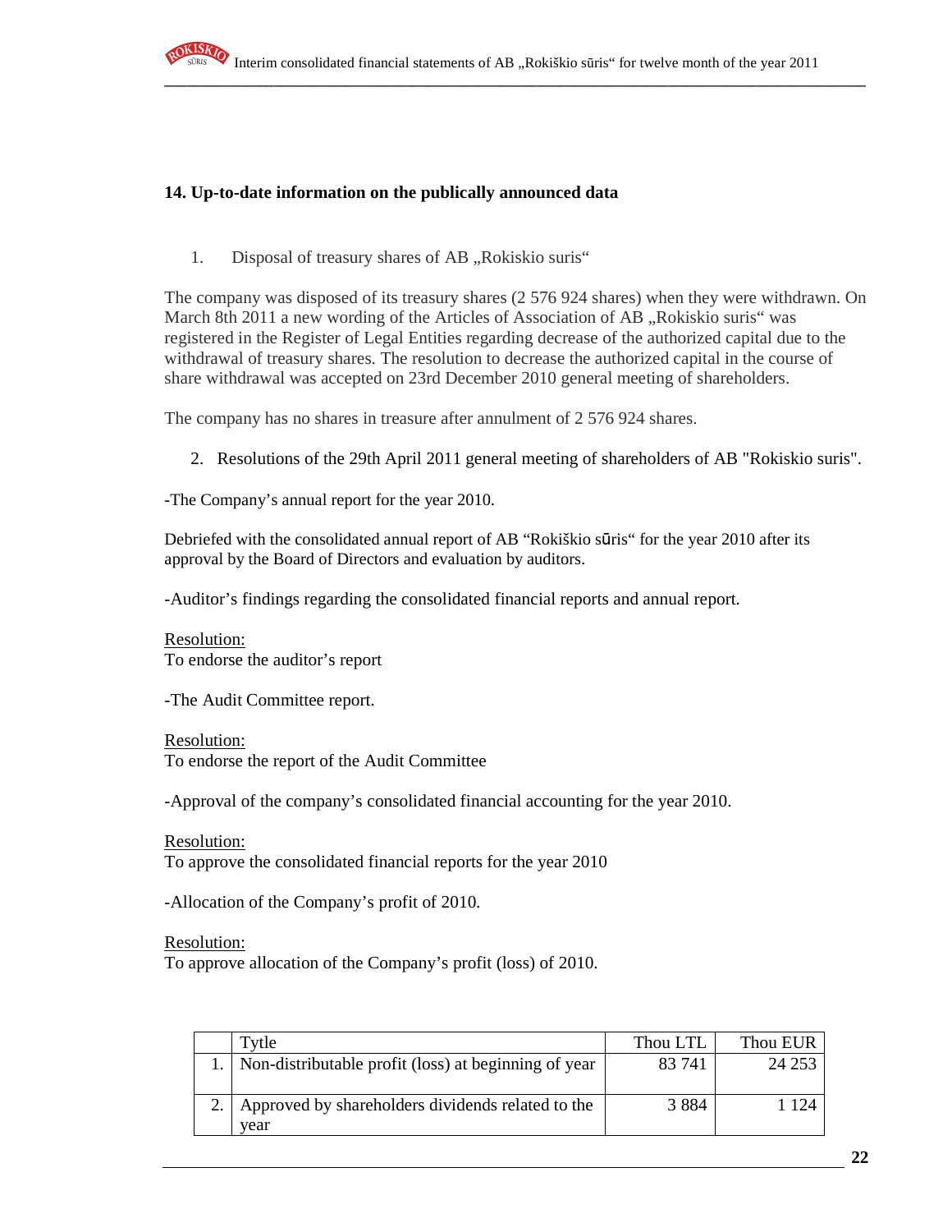## 14. Up-to-date information on the publically announced data

1. Disposal of treasury shares of AB „Rokiskio suris“

The company was disposed of its treasury shares (2 576 924 shares) when they were withdrawn. On March 8th 2011 a new wording of the Articles of Association of AB „Rokiskio suris“ was registered in the Register of Legal Entities regarding decrease of the authorized capital due to the withdrawal of treasury shares. The resolution to decrease the authorized capital in the course of share withdrawal was accepted on 23rd December 2010 general meeting of shareholders.

The company has no shares in treasure after annulment of 2 576 924 shares.

2. Resolutions of the 29th April 2011 general meeting of shareholders of AB "Rokiskio suris".

-The Company’s annual report for the year 2010.

Debriefed with the consolidated annual report of AB “Rokiškio sūris“ for the year 2010 after its approval by the Board of Directors and evaluation by auditors.

-Auditor’s findings regarding the consolidated financial reports and annual report.

Resolution:
To endorse the auditor’s report

-The Audit Committee report.

Resolution:
To endorse the report of the Audit Committee

-Approval of the company’s consolidated financial accounting for the year 2010.

Resolution:
To approve the consolidated financial reports for the year 2010

-Allocation of the Company’s profit of 2010.

Resolution:
To approve allocation of the Company’s profit (loss) of 2010.

| | Tytle | Thou LTL | Thou EUR |
|---|---|---|---|
| 1. | Non-distributable profit (loss) at beginning of year | 83 741 | 24 253 |
| 2. | Approved by shareholders dividends related to the year | 3 884 | 1 124 |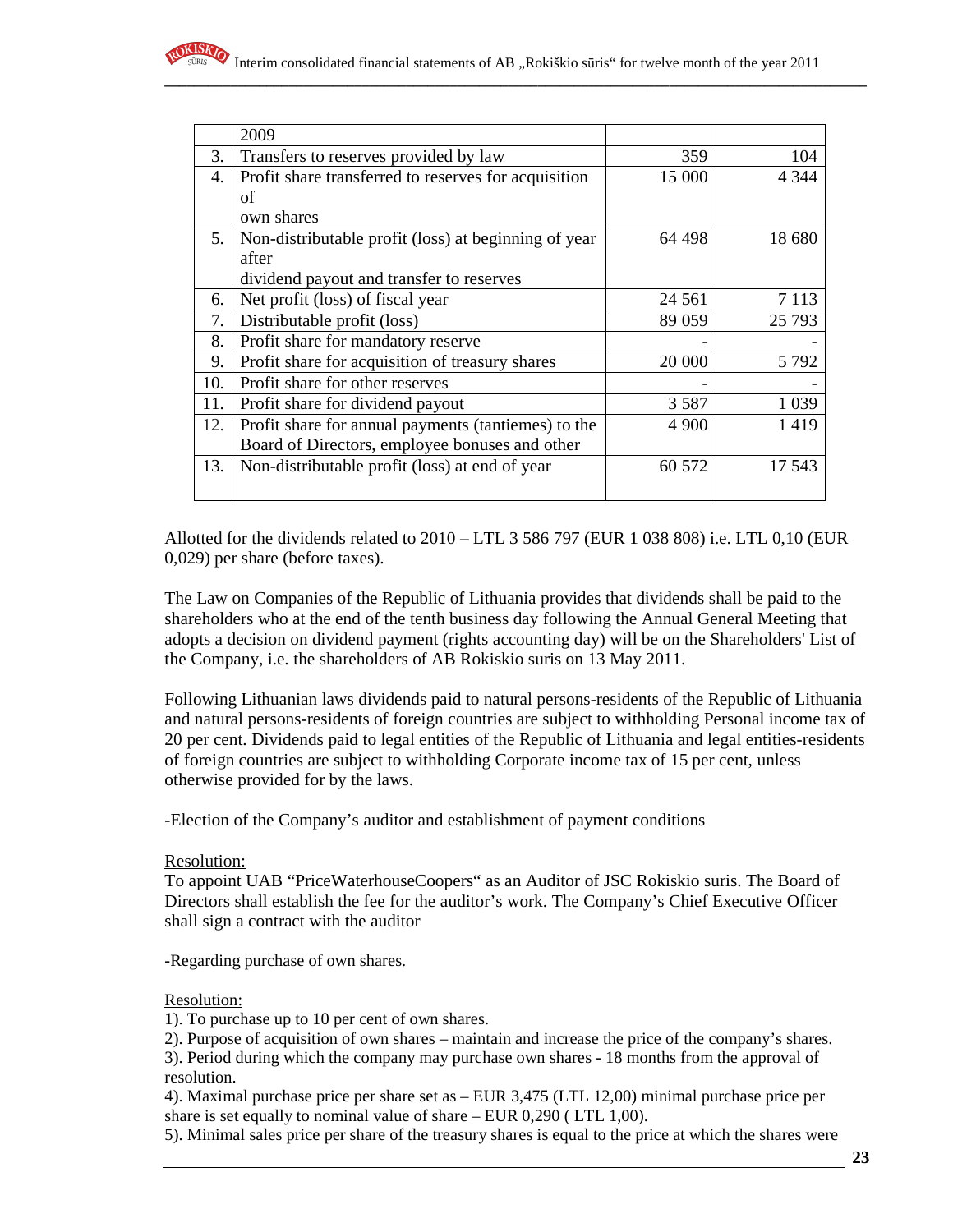| | 2009 | | |
|---|---|---|---|
| 3. | Transfers to reserves provided by law | 359 | 104 |
| 4. | Profit share transferred to reserves for acquisition of own shares | 15 000 | 4 344 |
| 5. | Non-distributable profit (loss) at beginning of year after dividend payout and transfer to reserves | 64 498 | 18 680 |
| 6. | Net profit (loss) of fiscal year | 24 561 | 7 113 |
| 7. | Distributable profit (loss) | 89 059 | 25 793 |
| 8. | Profit share for mandatory reserve | - | - |
| 9. | Profit share for acquisition of treasury shares | 20 000 | 5 792 |
| 10. | Profit share for other reserves | - | - |
| 11. | Profit share for dividend payout | 3 587 | 1 039 |
| 12. | Profit share for annual payments (tantiemes) to the Board of Directors, employee bonuses and other | 4 900 | 1 419 |
| 13. | Non-distributable profit (loss) at end of year | 60 572 | 17 543 |

Allotted for the dividends related to 2010 – LTL 3 586 797 (EUR 1 038 808) i.e. LTL 0,10 (EUR 0,029) per share (before taxes).

The Law on Companies of the Republic of Lithuania provides that dividends shall be paid to the shareholders who at the end of the tenth business day following the Annual General Meeting that adopts a decision on dividend payment (rights accounting day) will be on the Shareholders' List of the Company, i.e. the shareholders of AB Rokiskio suris on 13 May 2011.

Following Lithuanian laws dividends paid to natural persons-residents of the Republic of Lithuania and natural persons-residents of foreign countries are subject to withholding Personal income tax of 20 per cent. Dividends paid to legal entities of the Republic of Lithuania and legal entities-residents of foreign countries are subject to withholding Corporate income tax of 15 per cent, unless otherwise provided for by the laws.

-Election of the Company's auditor and establishment of payment conditions

Resolution:
To appoint UAB "PriceWaterhouseCoopers" as an Auditor of JSC Rokiskio suris. The Board of Directors shall establish the fee for the auditor's work. The Company's Chief Executive Officer shall sign a contract with the auditor

-Regarding purchase of own shares.

Resolution:
1). To purchase up to 10 per cent of own shares.
2). Purpose of acquisition of own shares – maintain and increase the price of the company's shares.
3). Period during which the company may purchase own shares - 18 months from the approval of resolution.
4). Maximal purchase price per share set as – EUR 3,475 (LTL 12,00) minimal purchase price per share is set equally to nominal value of share – EUR 0,290 ( LTL 1,00).
5). Minimal sales price per share of the treasury shares is equal to the price at which the shares were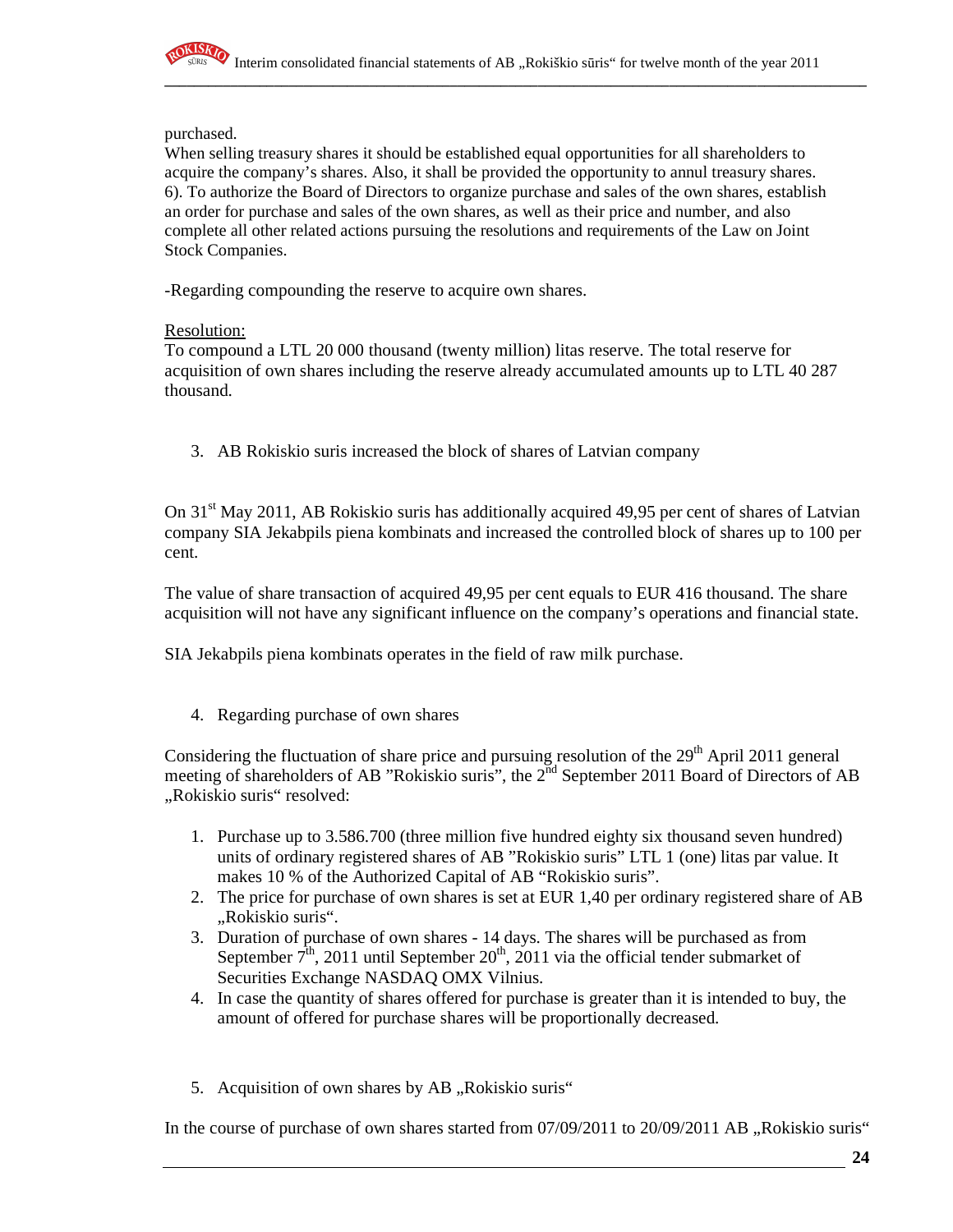purchased.
When selling treasury shares it should be established equal opportunities for all shareholders to acquire the company's shares. Also, it shall be provided the opportunity to annul treasury shares.
6). To authorize the Board of Directors to organize purchase and sales of the own shares, establish an order for purchase and sales of the own shares, as well as their price and number, and also complete all other related actions pursuing the resolutions and requirements of the Law on Joint Stock Companies.

-Regarding compounding the reserve to acquire own shares.

Resolution:
To compound a LTL 20 000 thousand (twenty million) litas reserve. The total reserve for acquisition of own shares including the reserve already accumulated amounts up to LTL 40 287 thousand.

3. AB Rokiskio suris increased the block of shares of Latvian company

On 31st May 2011, AB Rokiskio suris has additionally acquired 49,95 per cent of shares of Latvian company SIA Jekabpils piena kombinats and increased the controlled block of shares up to 100 per cent.

The value of share transaction of acquired 49,95 per cent equals to EUR 416 thousand. The share acquisition will not have any significant influence on the company's operations and financial state.

SIA Jekabpils piena kombinats operates in the field of raw milk purchase.

4. Regarding purchase of own shares

Considering the fluctuation of share price and pursuing resolution of the 29th April 2011 general meeting of shareholders of AB "Rokiskio suris", the 2nd September 2011 Board of Directors of AB „Rokiskio suris" resolved:

1. Purchase up to 3.586.700 (three million five hundred eighty six thousand seven hundred) units of ordinary registered shares of AB "Rokiskio suris" LTL 1 (one) litas par value. It makes 10 % of the Authorized Capital of AB "Rokiskio suris".
2. The price for purchase of own shares is set at EUR 1,40 per ordinary registered share of AB „Rokiskio suris".
3. Duration of purchase of own shares - 14 days. The shares will be purchased as from September 7th, 2011 until September 20th, 2011 via the official tender submarket of Securities Exchange NASDAQ OMX Vilnius.
4. In case the quantity of shares offered for purchase is greater than it is intended to buy, the amount of offered for purchase shares will be proportionally decreased.

5. Acquisition of own shares by AB „Rokiskio suris"

In the course of purchase of own shares started from 07/09/2011 to 20/09/2011 AB „Rokiskio suris"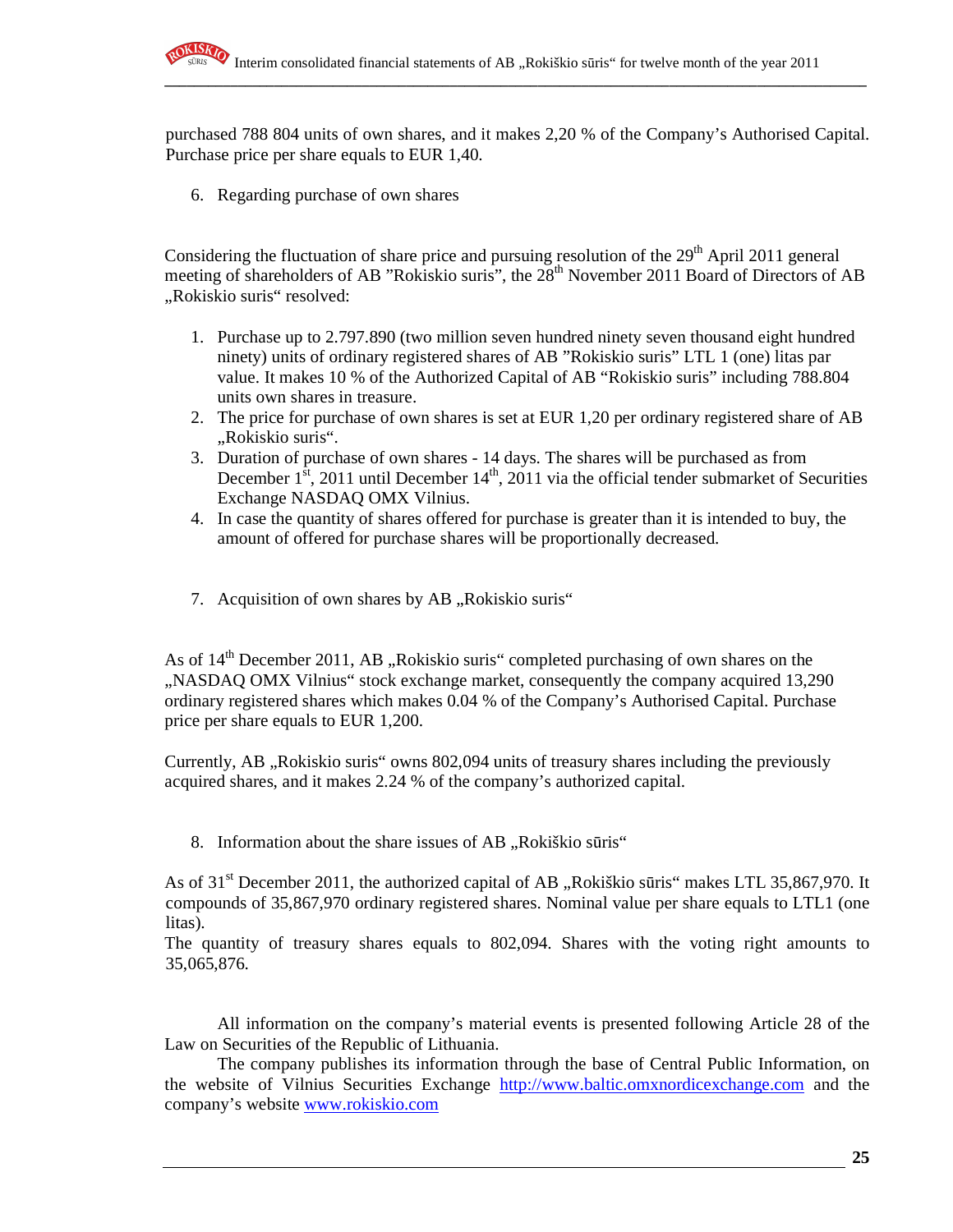purchased 788 804 units of own shares, and it makes 2,20 % of the Company's Authorised Capital. Purchase price per share equals to EUR 1,40.

6. Regarding purchase of own shares

Considering the fluctuation of share price and pursuing resolution of the 29th April 2011 general meeting of shareholders of AB "Rokiskio suris", the 28th November 2011 Board of Directors of AB „Rokiskio suris" resolved:

1. Purchase up to 2.797.890 (two million seven hundred ninety seven thousand eight hundred ninety) units of ordinary registered shares of AB "Rokiskio suris" LTL 1 (one) litas par value. It makes 10 % of the Authorized Capital of AB "Rokiskio suris" including 788.804 units own shares in treasure.
2. The price for purchase of own shares is set at EUR 1,20 per ordinary registered share of AB „Rokiskio suris".
3. Duration of purchase of own shares - 14 days. The shares will be purchased as from December 1st, 2011 until December 14th, 2011 via the official tender submarket of Securities Exchange NASDAQ OMX Vilnius.
4. In case the quantity of shares offered for purchase is greater than it is intended to buy, the amount of offered for purchase shares will be proportionally decreased.

7. Acquisition of own shares by AB „Rokiskio suris"

As of 14th December 2011, AB „Rokiskio suris" completed purchasing of own shares on the „NASDAQ OMX Vilnius" stock exchange market, consequently the company acquired 13,290 ordinary registered shares which makes 0.04 % of the Company's Authorised Capital. Purchase price per share equals to EUR 1,200.

Currently, AB „Rokiskio suris" owns 802,094 units of treasury shares including the previously acquired shares, and it makes 2.24 % of the company's authorized capital.

8. Information about the share issues of AB „Rokiškio sūris"

As of 31st December 2011, the authorized capital of AB „Rokiškio sūris" makes LTL 35,867,970. It compounds of 35,867,970 ordinary registered shares. Nominal value per share equals to LTL1 (one litas).
The quantity of treasury shares equals to 802,094. Shares with the voting right amounts to 35,065,876.

All information on the company's material events is presented following Article 28 of the Law on Securities of the Republic of Lithuania.

The company publishes its information through the base of Central Public Information, on the website of Vilnius Securities Exchange http://www.baltic.omxnordicexchange.com and the company's website www.rokiskio.com